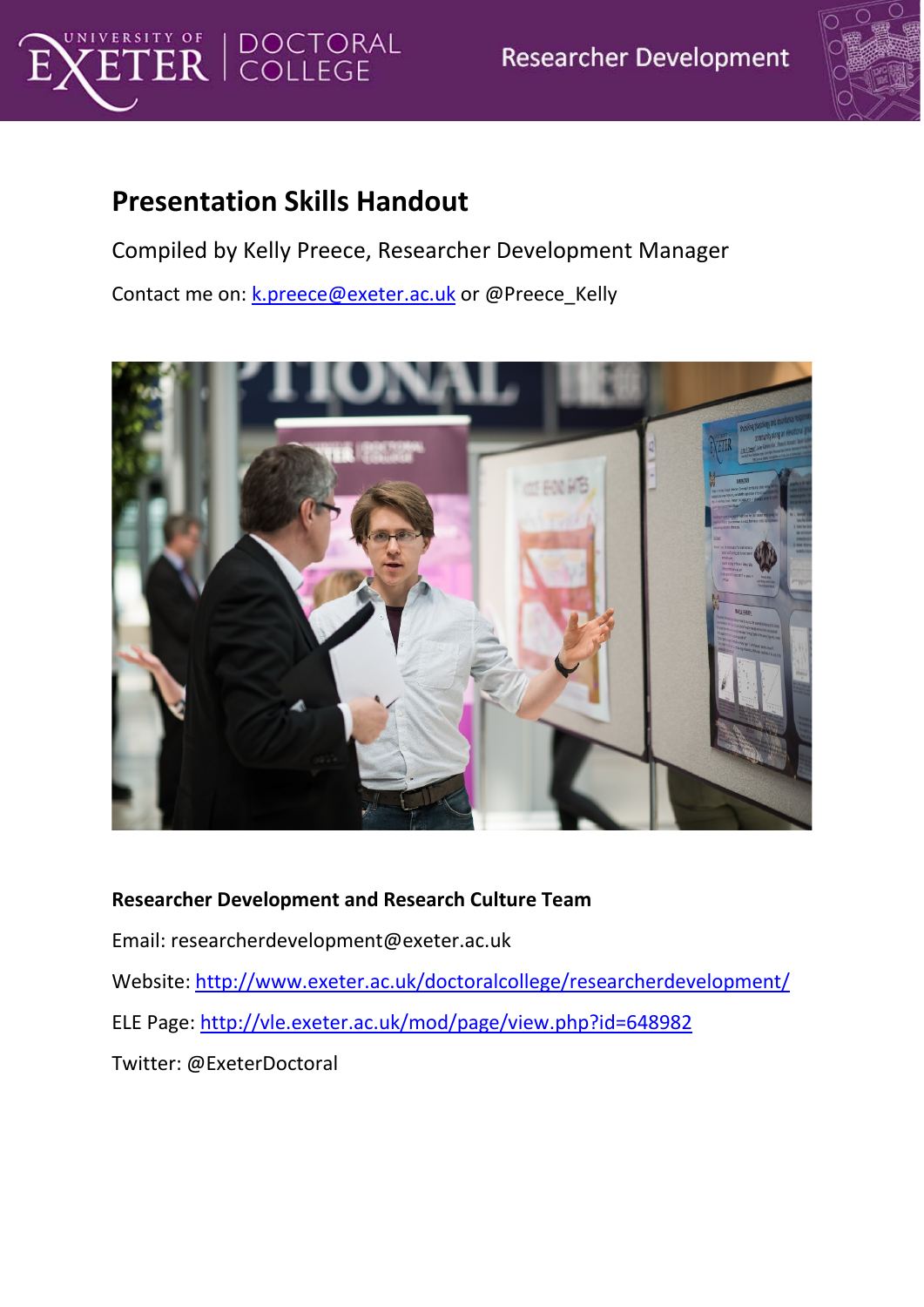# Presentation Skills Handout

Compiled by Kelly Preece, Researcher Development Manager

Contact me on: k.preece@exeter.ac.uk or @Preece_Kelly

**Researcher Development and Research Culture Team**

Email: researcherdevelopment@exeter.ac.uk

Website: http://www.exeter.ac.uk/doctoralcollege/researcherdevelopment/

ELE Page: http://vle.exeter.ac.uk/mod/page/view.php?id=648982

Twitter: @ExeterDoctoral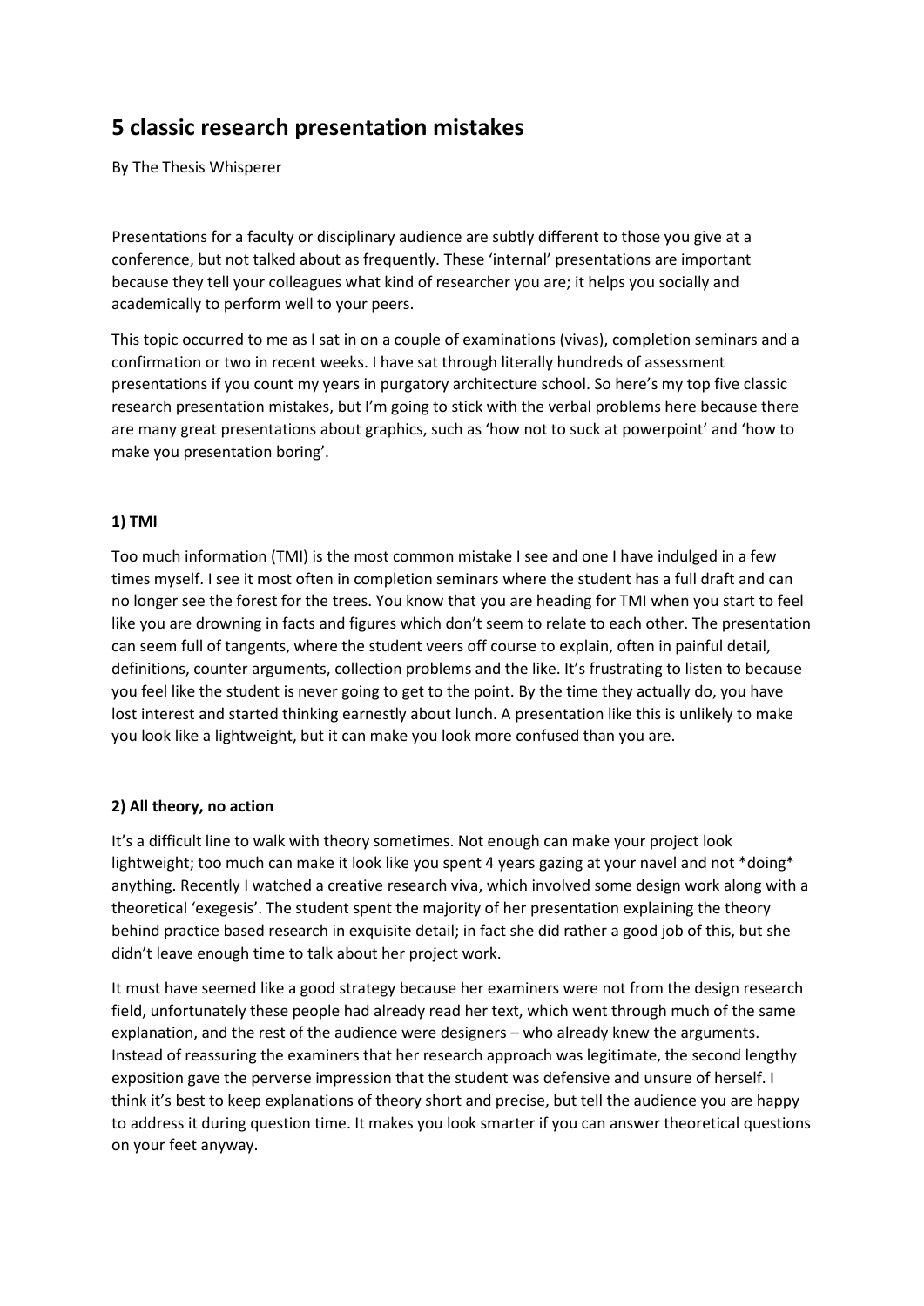# 5 classic research presentation mistakes

By The Thesis Whisperer

Presentations for a faculty or disciplinary audience are subtly different to those you give at a conference, but not talked about as frequently. These 'internal' presentations are important because they tell your colleagues what kind of researcher you are; it helps you socially and academically to perform well to your peers.

This topic occurred to me as I sat in on a couple of examinations (vivas), completion seminars and a confirmation or two in recent weeks. I have sat through literally hundreds of assessment presentations if you count my years in purgatory architecture school. So here's my top five classic research presentation mistakes, but I'm going to stick with the verbal problems here because there are many great presentations about graphics, such as 'how not to suck at powerpoint' and 'how to make you presentation boring'.

### 1) TMI

Too much information (TMI) is the most common mistake I see and one I have indulged in a few times myself. I see it most often in completion seminars where the student has a full draft and can no longer see the forest for the trees. You know that you are heading for TMI when you start to feel like you are drowning in facts and figures which don't seem to relate to each other. The presentation can seem full of tangents, where the student veers off course to explain, often in painful detail, definitions, counter arguments, collection problems and the like. It's frustrating to listen to because you feel like the student is never going to get to the point. By the time they actually do, you have lost interest and started thinking earnestly about lunch. A presentation like this is unlikely to make you look like a lightweight, but it can make you look more confused than you are.

### 2) All theory, no action

It's a difficult line to walk with theory sometimes. Not enough can make your project look lightweight; too much can make it look like you spent 4 years gazing at your navel and not *doing* anything. Recently I watched a creative research viva, which involved some design work along with a theoretical 'exegesis'. The student spent the majority of her presentation explaining the theory behind practice based research in exquisite detail; in fact she did rather a good job of this, but she didn't leave enough time to talk about her project work.

It must have seemed like a good strategy because her examiners were not from the design research field, unfortunately these people had already read her text, which went through much of the same explanation, and the rest of the audience were designers – who already knew the arguments. Instead of reassuring the examiners that her research approach was legitimate, the second lengthy exposition gave the perverse impression that the student was defensive and unsure of herself. I think it's best to keep explanations of theory short and precise, but tell the audience you are happy to address it during question time. It makes you look smarter if you can answer theoretical questions on your feet anyway.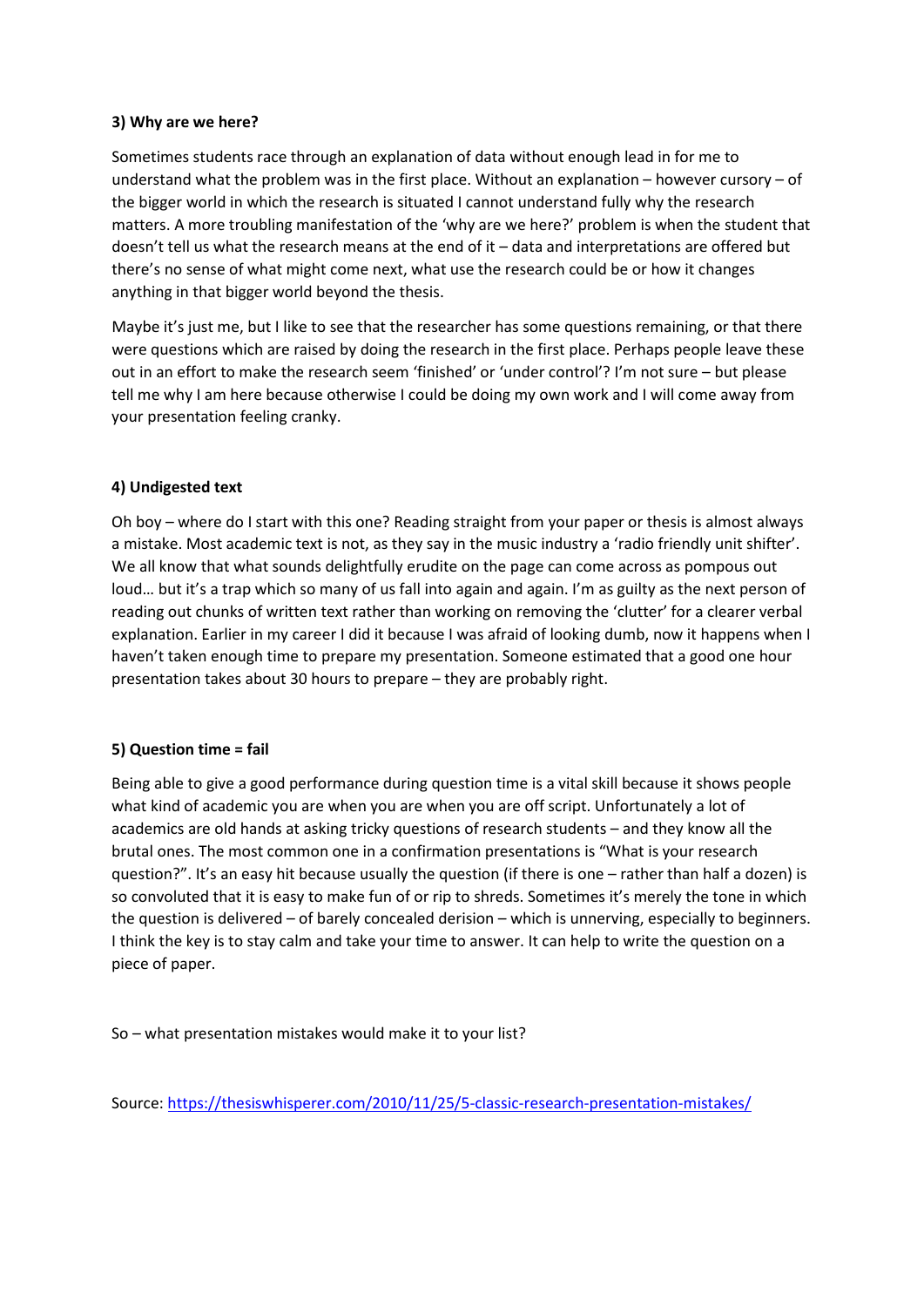**3) Why are we here?**

Sometimes students race through an explanation of data without enough lead in for me to understand what the problem was in the first place. Without an explanation – however cursory – of the bigger world in which the research is situated I cannot understand fully why the research matters. A more troubling manifestation of the 'why are we here?' problem is when the student that doesn't tell us what the research means at the end of it – data and interpretations are offered but there's no sense of what might come next, what use the research could be or how it changes anything in that bigger world beyond the thesis.

Maybe it's just me, but I like to see that the researcher has some questions remaining, or that there were questions which are raised by doing the research in the first place. Perhaps people leave these out in an effort to make the research seem 'finished' or 'under control'? I'm not sure – but please tell me why I am here because otherwise I could be doing my own work and I will come away from your presentation feeling cranky.

**4) Undigested text**

Oh boy – where do I start with this one? Reading straight from your paper or thesis is almost always a mistake. Most academic text is not, as they say in the music industry a 'radio friendly unit shifter'. We all know that what sounds delightfully erudite on the page can come across as pompous out loud… but it's a trap which so many of us fall into again and again. I'm as guilty as the next person of reading out chunks of written text rather than working on removing the 'clutter' for a clearer verbal explanation. Earlier in my career I did it because I was afraid of looking dumb, now it happens when I haven't taken enough time to prepare my presentation. Someone estimated that a good one hour presentation takes about 30 hours to prepare – they are probably right.

**5) Question time = fail**

Being able to give a good performance during question time is a vital skill because it shows people what kind of academic you are when you are when you are off script. Unfortunately a lot of academics are old hands at asking tricky questions of research students – and they know all the brutal ones. The most common one in a confirmation presentations is "What is your research question?". It's an easy hit because usually the question (if there is one – rather than half a dozen) is so convoluted that it is easy to make fun of or rip to shreds. Sometimes it's merely the tone in which the question is delivered – of barely concealed derision – which is unnerving, especially to beginners. I think the key is to stay calm and take your time to answer. It can help to write the question on a piece of paper.

So – what presentation mistakes would make it to your list?

Source: [https://thesiswhisperer.com/2010/11/25/5-classic-research-presentation-mistakes/](https://thesiswhisperer.com/2010/11/25/5-classic-research-presentation-mistakes/)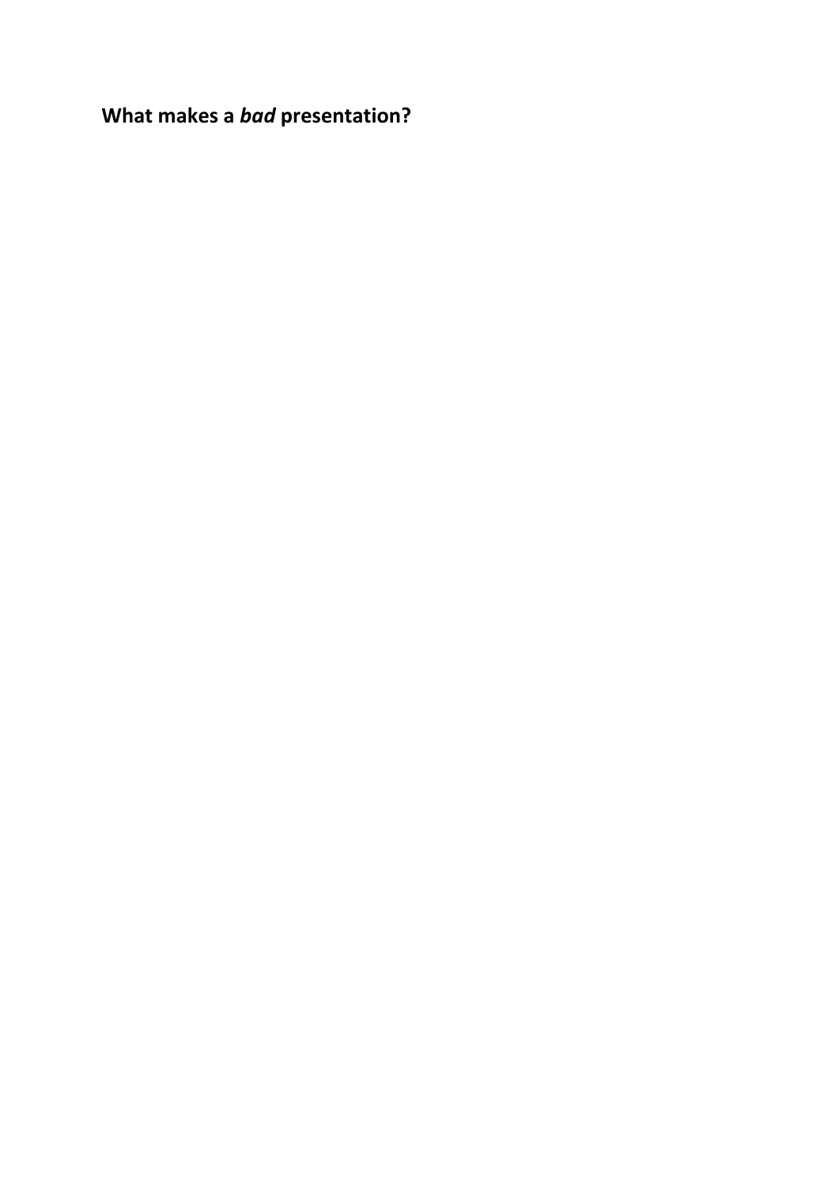**What makes a *bad* presentation?**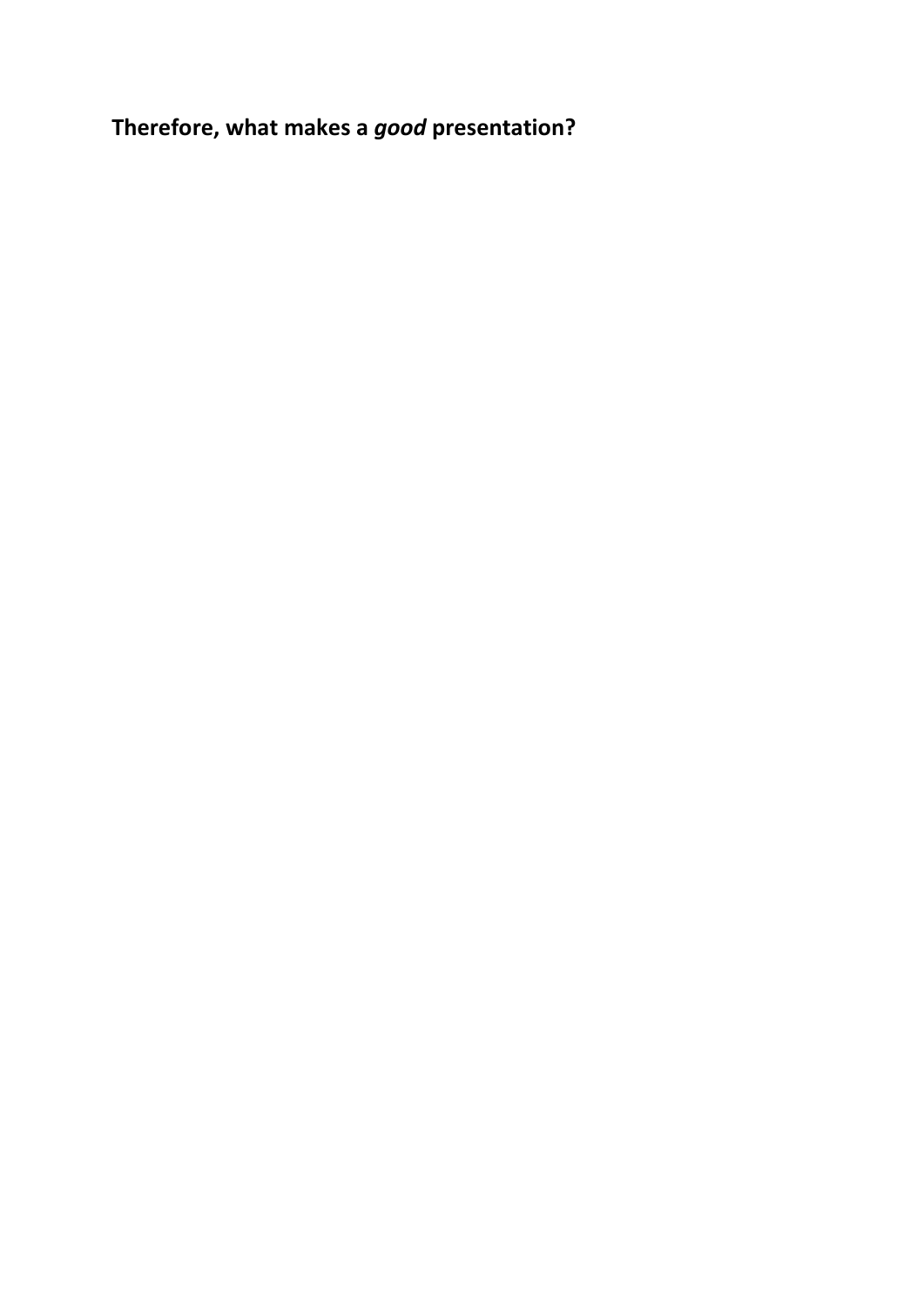**Therefore, what makes a *good* presentation?**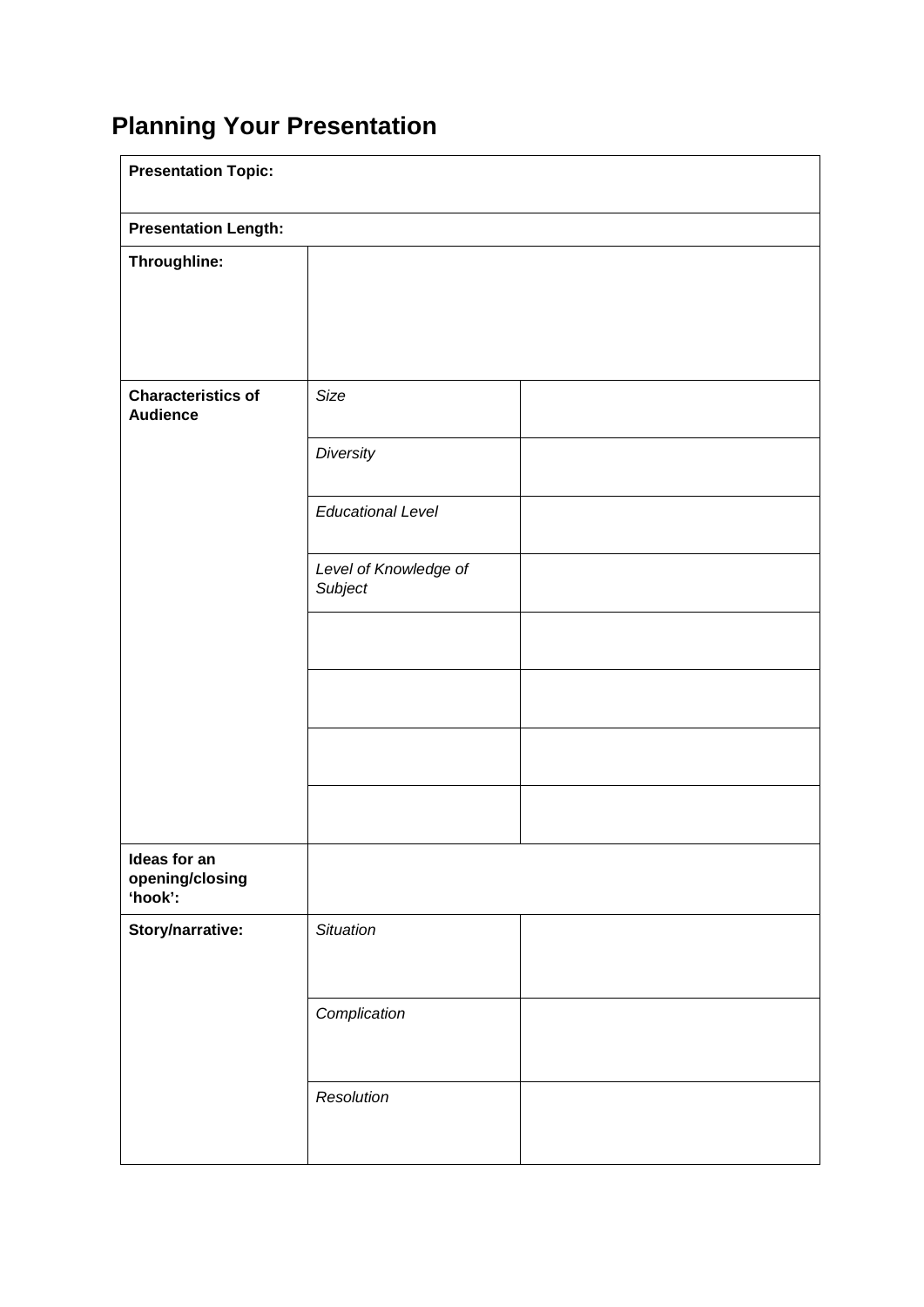# Planning Your Presentation

| **Presentation Topic:** | | |
|---|---|---|
| **Presentation Length:** | | |
| **Throughline:** | | |
| **Characteristics of Audience** | *Size* | |
| | *Diversity* | |
| | *Educational Level* | |
| | *Level of Knowledge of Subject* | |
| | | |
| | | |
| | | |
| | | |
| **Ideas for an opening/closing 'hook':** | | |
| **Story/narrative:** | *Situation* | |
| | *Complication* | |
| | *Resolution* | |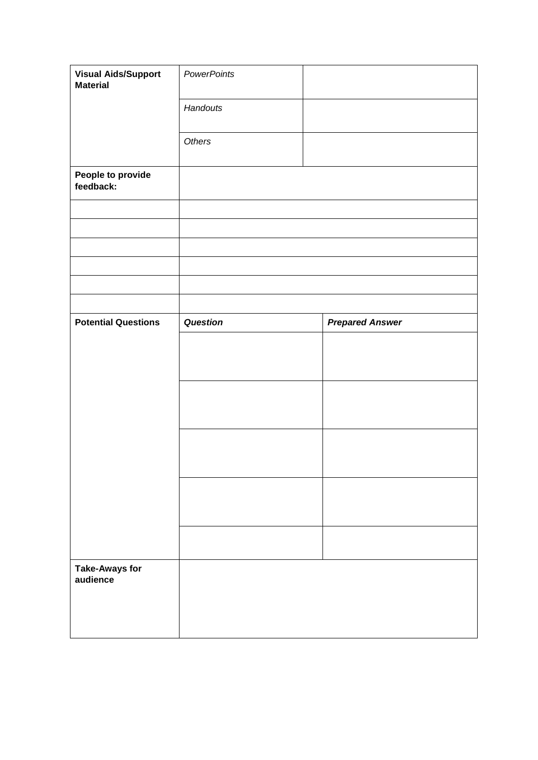| | | |
|---|---|---|
| **Visual Aids/Support Material** | *PowerPoints* | |
| | *Handouts* | |
| | *Others* | |
| **People to provide feedback:** | | |
| | | |
| | | |
| | | |
| | | |
| | | |
| | | |
| **Potential Questions** | ***Question*** | ***Prepared Answer*** |
| | | |
| | | |
| | | |
| | | |
| | | |
| **Take-Aways for audience** | | |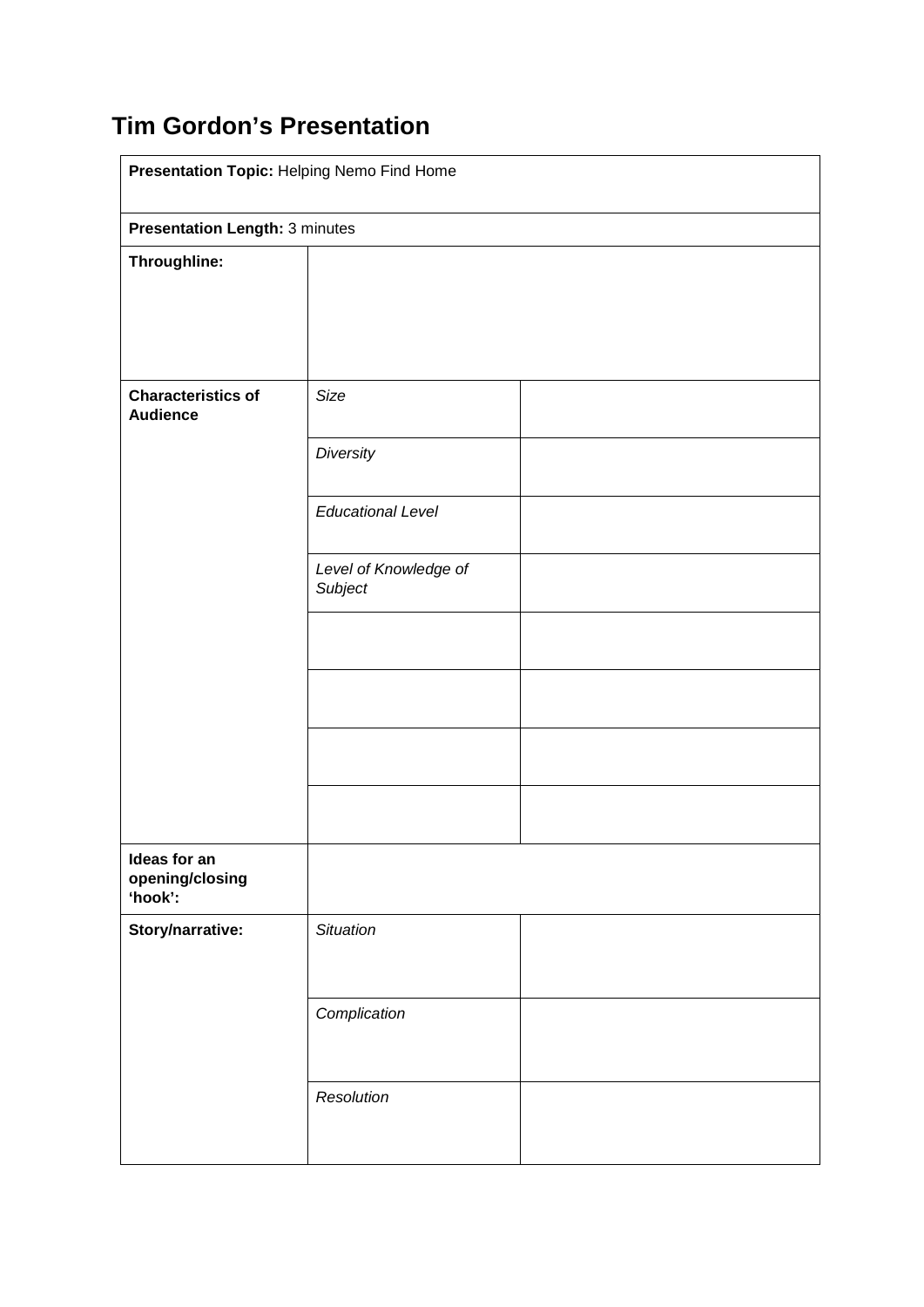# Tim Gordon's Presentation

| **Presentation Topic:** Helping Nemo Find Home | | |
|---|---|---|
| **Presentation Length:** 3 minutes | | |
| **Throughline:** | | |
| **Characteristics of Audience** | *Size* | |
| | *Diversity* | |
| | *Educational Level* | |
| | *Level of Knowledge of Subject* | |
| | | |
| | | |
| | | |
| | | |
| **Ideas for an opening/closing 'hook':** | | |
| **Story/narrative:** | *Situation* | |
| | *Complication* | |
| | *Resolution* | |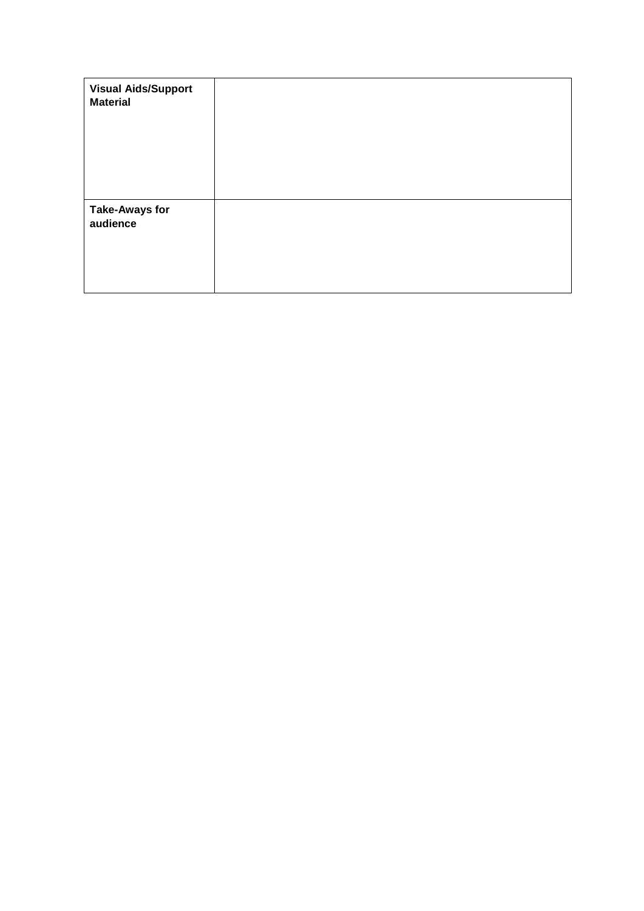| **Visual Aids/Support Material** | |
| --- | --- |
| **Take-Aways for audience** | |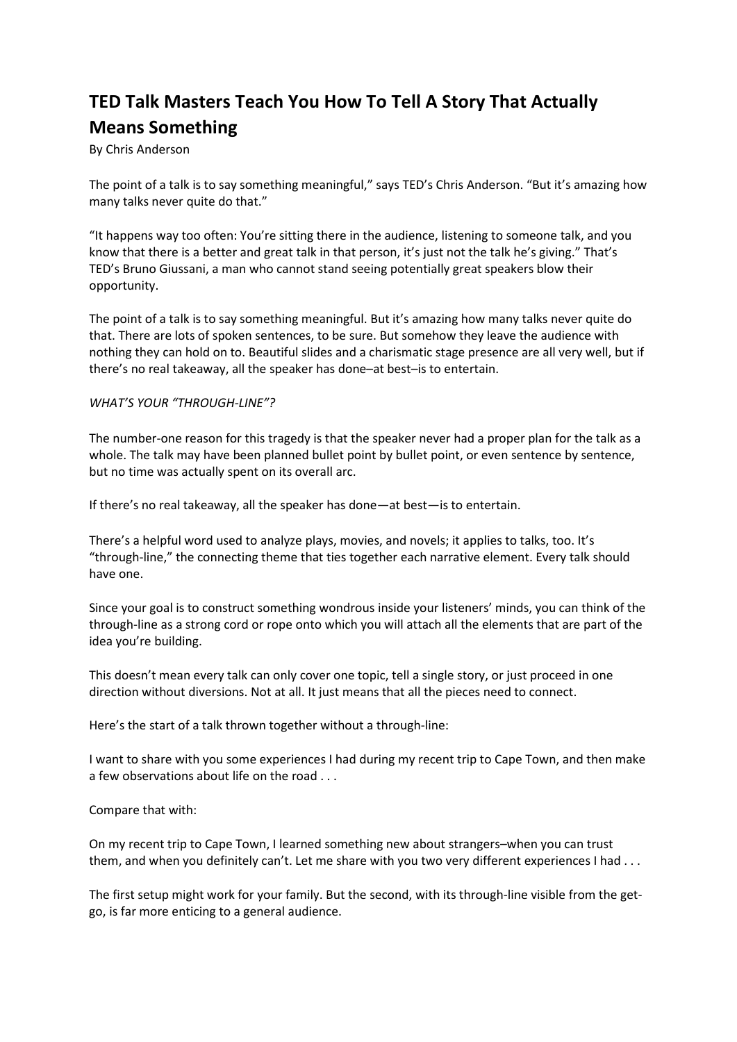# TED Talk Masters Teach You How To Tell A Story That Actually Means Something

By Chris Anderson

The point of a talk is to say something meaningful," says TED's Chris Anderson. "But it's amazing how many talks never quite do that."

"It happens way too often: You're sitting there in the audience, listening to someone talk, and you know that there is a better and great talk in that person, it's just not the talk he's giving." That's TED's Bruno Giussani, a man who cannot stand seeing potentially great speakers blow their opportunity.

The point of a talk is to say something meaningful. But it's amazing how many talks never quite do that. There are lots of spoken sentences, to be sure. But somehow they leave the audience with nothing they can hold on to. Beautiful slides and a charismatic stage presence are all very well, but if there's no real takeaway, all the speaker has done–at best–is to entertain.

*WHAT'S YOUR "THROUGH-LINE"?*

The number-one reason for this tragedy is that the speaker never had a proper plan for the talk as a whole. The talk may have been planned bullet point by bullet point, or even sentence by sentence, but no time was actually spent on its overall arc.

If there's no real takeaway, all the speaker has done—at best—is to entertain.

There's a helpful word used to analyze plays, movies, and novels; it applies to talks, too. It's "through-line," the connecting theme that ties together each narrative element. Every talk should have one.

Since your goal is to construct something wondrous inside your listeners' minds, you can think of the through-line as a strong cord or rope onto which you will attach all the elements that are part of the idea you're building.

This doesn't mean every talk can only cover one topic, tell a single story, or just proceed in one direction without diversions. Not at all. It just means that all the pieces need to connect.

Here's the start of a talk thrown together without a through-line:

I want to share with you some experiences I had during my recent trip to Cape Town, and then make a few observations about life on the road . . .

Compare that with:

On my recent trip to Cape Town, I learned something new about strangers–when you can trust them, and when you definitely can't. Let me share with you two very different experiences I had . . .

The first setup might work for your family. But the second, with its through-line visible from the get-go, is far more enticing to a general audience.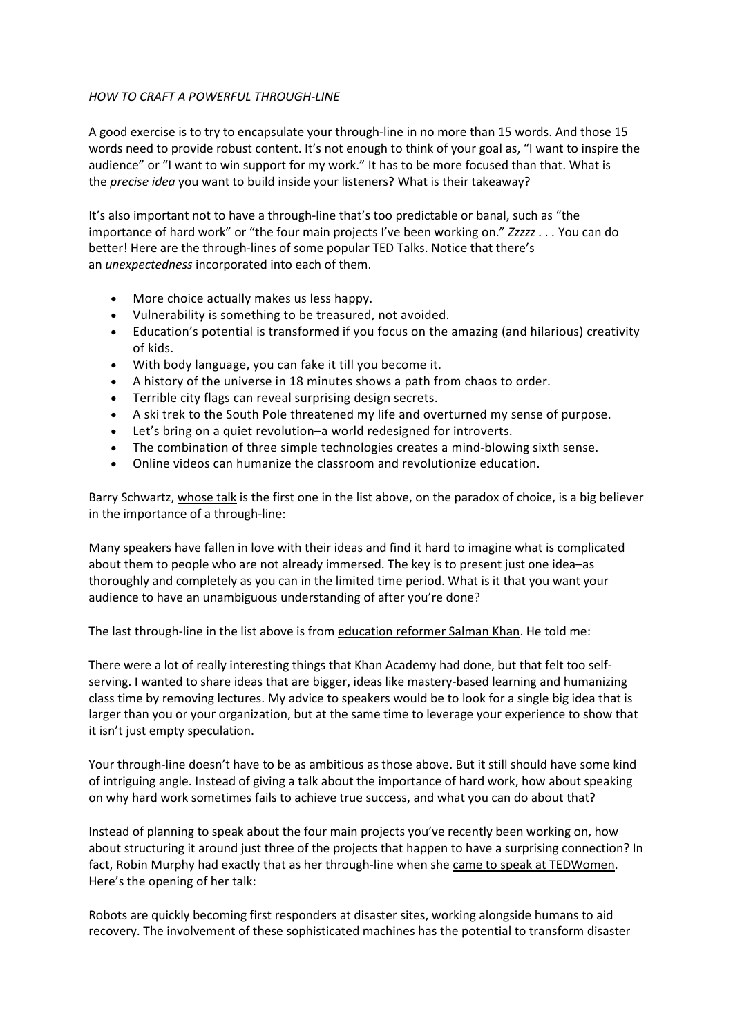*HOW TO CRAFT A POWERFUL THROUGH-LINE*

A good exercise is to try to encapsulate your through-line in no more than 15 words. And those 15 words need to provide robust content. It's not enough to think of your goal as, "I want to inspire the audience" or "I want to win support for my work." It has to be more focused than that. What is the *precise idea* you want to build inside your listeners? What is their takeaway?

It's also important not to have a through-line that's too predictable or banal, such as "the importance of hard work" or "the four main projects I've been working on." *Zzzzz . . .* You can do better! Here are the through-lines of some popular TED Talks. Notice that there's an *unexpectedness* incorporated into each of them.

- More choice actually makes us less happy.
- Vulnerability is something to be treasured, not avoided.
- Education's potential is transformed if you focus on the amazing (and hilarious) creativity of kids.
- With body language, you can fake it till you become it.
- A history of the universe in 18 minutes shows a path from chaos to order.
- Terrible city flags can reveal surprising design secrets.
- A ski trek to the South Pole threatened my life and overturned my sense of purpose.
- Let's bring on a quiet revolution–a world redesigned for introverts.
- The combination of three simple technologies creates a mind-blowing sixth sense.
- Online videos can humanize the classroom and revolutionize education.

Barry Schwartz, whose talk is the first one in the list above, on the paradox of choice, is a big believer in the importance of a through-line:

Many speakers have fallen in love with their ideas and find it hard to imagine what is complicated about them to people who are not already immersed. The key is to present just one idea–as thoroughly and completely as you can in the limited time period. What is it that you want your audience to have an unambiguous understanding of after you're done?

The last through-line in the list above is from education reformer Salman Khan. He told me:

There were a lot of really interesting things that Khan Academy had done, but that felt too self-serving. I wanted to share ideas that are bigger, ideas like mastery-based learning and humanizing class time by removing lectures. My advice to speakers would be to look for a single big idea that is larger than you or your organization, but at the same time to leverage your experience to show that it isn't just empty speculation.

Your through-line doesn't have to be as ambitious as those above. But it still should have some kind of intriguing angle. Instead of giving a talk about the importance of hard work, how about speaking on why hard work sometimes fails to achieve true success, and what you can do about that?

Instead of planning to speak about the four main projects you've recently been working on, how about structuring it around just three of the projects that happen to have a surprising connection? In fact, Robin Murphy had exactly that as her through-line when she came to speak at TEDWomen. Here's the opening of her talk:

Robots are quickly becoming first responders at disaster sites, working alongside humans to aid recovery. The involvement of these sophisticated machines has the potential to transform disaster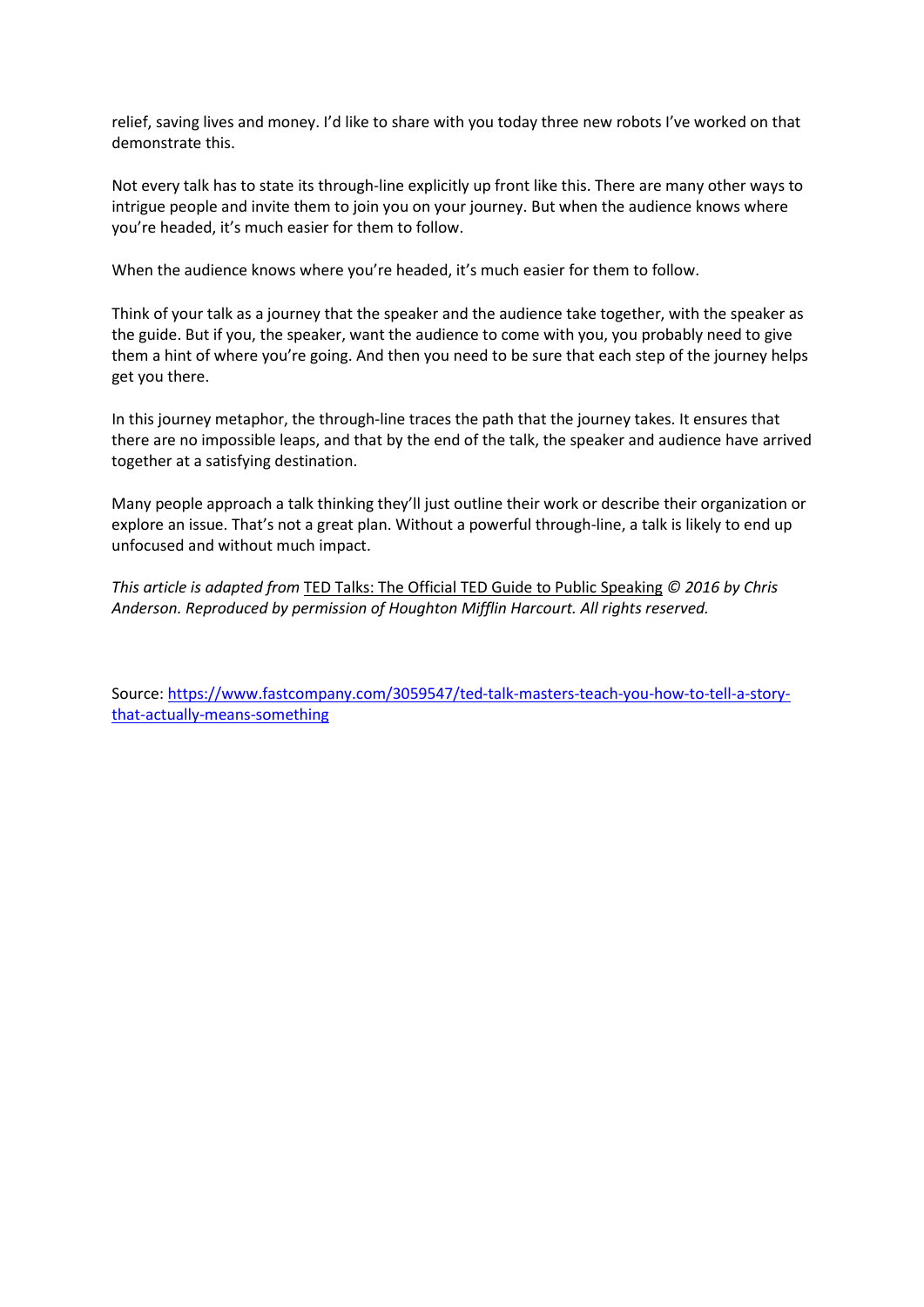relief, saving lives and money. I'd like to share with you today three new robots I've worked on that demonstrate this.

Not every talk has to state its through-line explicitly up front like this. There are many other ways to intrigue people and invite them to join you on your journey. But when the audience knows where you're headed, it's much easier for them to follow.

When the audience knows where you're headed, it's much easier for them to follow.

Think of your talk as a journey that the speaker and the audience take together, with the speaker as the guide. But if you, the speaker, want the audience to come with you, you probably need to give them a hint of where you're going. And then you need to be sure that each step of the journey helps get you there.

In this journey metaphor, the through-line traces the path that the journey takes. It ensures that there are no impossible leaps, and that by the end of the talk, the speaker and audience have arrived together at a satisfying destination.

Many people approach a talk thinking they'll just outline their work or describe their organization or explore an issue. That's not a great plan. Without a powerful through-line, a talk is likely to end up unfocused and without much impact.

*This article is adapted from* TED Talks: The Official TED Guide to Public Speaking *© 2016 by Chris Anderson. Reproduced by permission of Houghton Mifflin Harcourt. All rights reserved.*

Source: https://www.fastcompany.com/3059547/ted-talk-masters-teach-you-how-to-tell-a-story-that-actually-means-something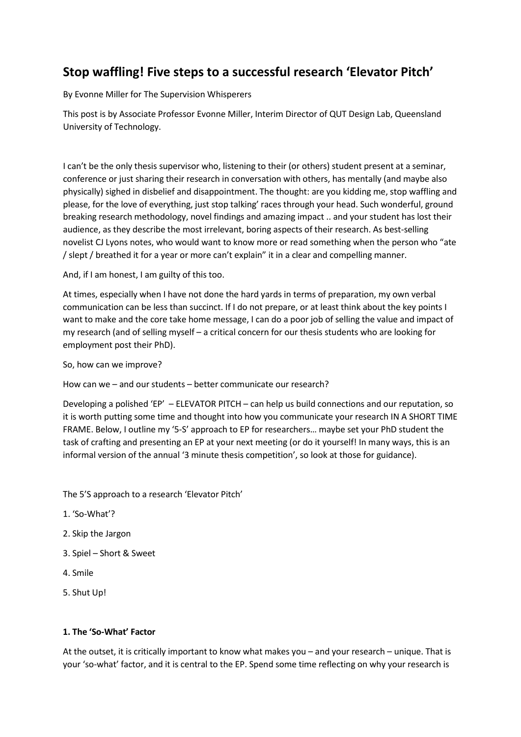## Stop waffling! Five steps to a successful research 'Elevator Pitch'

By Evonne Miller for The Supervision Whisperers

This post is by Associate Professor Evonne Miller, Interim Director of QUT Design Lab, Queensland University of Technology.

I can't be the only thesis supervisor who, listening to their (or others) student present at a seminar, conference or just sharing their research in conversation with others, has mentally (and maybe also physically) sighed in disbelief and disappointment. The thought: are you kidding me, stop waffling and please, for the love of everything, just stop talking' races through your head. Such wonderful, ground breaking research methodology, novel findings and amazing impact .. and your student has lost their audience, as they describe the most irrelevant, boring aspects of their research. As best-selling novelist CJ Lyons notes, who would want to know more or read something when the person who "ate / slept / breathed it for a year or more can't explain" it in a clear and compelling manner.

And, if I am honest, I am guilty of this too.

At times, especially when I have not done the hard yards in terms of preparation, my own verbal communication can be less than succinct. If I do not prepare, or at least think about the key points I want to make and the core take home message, I can do a poor job of selling the value and impact of my research (and of selling myself – a critical concern for our thesis students who are looking for employment post their PhD).

So, how can we improve?

How can we – and our students – better communicate our research?

Developing a polished 'EP' – ELEVATOR PITCH – can help us build connections and our reputation, so it is worth putting some time and thought into how you communicate your research IN A SHORT TIME FRAME. Below, I outline my '5-S' approach to EP for researchers… maybe set your PhD student the task of crafting and presenting an EP at your next meeting (or do it yourself! In many ways, this is an informal version of the annual '3 minute thesis competition', so look at those for guidance).

The 5'S approach to a research 'Elevator Pitch'

1. 'So-What'?
2. Skip the Jargon
3. Spiel – Short & Sweet
4. Smile
5. Shut Up!

**1. The 'So-What' Factor**

At the outset, it is critically important to know what makes you – and your research – unique. That is your 'so-what' factor, and it is central to the EP. Spend some time reflecting on why your research is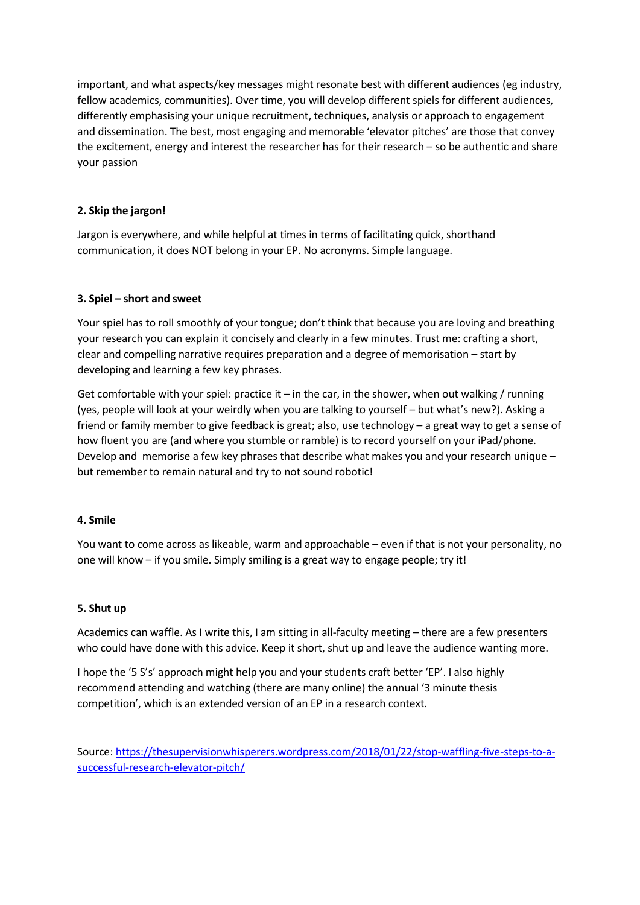important, and what aspects/key messages might resonate best with different audiences (eg industry, fellow academics, communities). Over time, you will develop different spiels for different audiences, differently emphasising your unique recruitment, techniques, analysis or approach to engagement and dissemination. The best, most engaging and memorable 'elevator pitches' are those that convey the excitement, energy and interest the researcher has for their research – so be authentic and share your passion

**2. Skip the jargon!**

Jargon is everywhere, and while helpful at times in terms of facilitating quick, shorthand communication, it does NOT belong in your EP. No acronyms. Simple language.

**3. Spiel – short and sweet**

Your spiel has to roll smoothly of your tongue; don't think that because you are loving and breathing your research you can explain it concisely and clearly in a few minutes. Trust me: crafting a short, clear and compelling narrative requires preparation and a degree of memorisation – start by developing and learning a few key phrases.

Get comfortable with your spiel: practice it – in the car, in the shower, when out walking / running (yes, people will look at your weirdly when you are talking to yourself – but what's new?). Asking a friend or family member to give feedback is great; also, use technology – a great way to get a sense of how fluent you are (and where you stumble or ramble) is to record yourself on your iPad/phone. Develop and memorise a few key phrases that describe what makes you and your research unique – but remember to remain natural and try to not sound robotic!

**4. Smile**

You want to come across as likeable, warm and approachable – even if that is not your personality, no one will know – if you smile. Simply smiling is a great way to engage people; try it!

**5. Shut up**

Academics can waffle. As I write this, I am sitting in all-faculty meeting – there are a few presenters who could have done with this advice. Keep it short, shut up and leave the audience wanting more.

I hope the '5 S's' approach might help you and your students craft better 'EP'. I also highly recommend attending and watching (there are many online) the annual '3 minute thesis competition', which is an extended version of an EP in a research context.

Source: [https://thesupervisionwhisperers.wordpress.com/2018/01/22/stop-waffling-five-steps-to-a-successful-research-elevator-pitch/](https://thesupervisionwhisperers.wordpress.com/2018/01/22/stop-waffling-five-steps-to-a-successful-research-elevator-pitch/)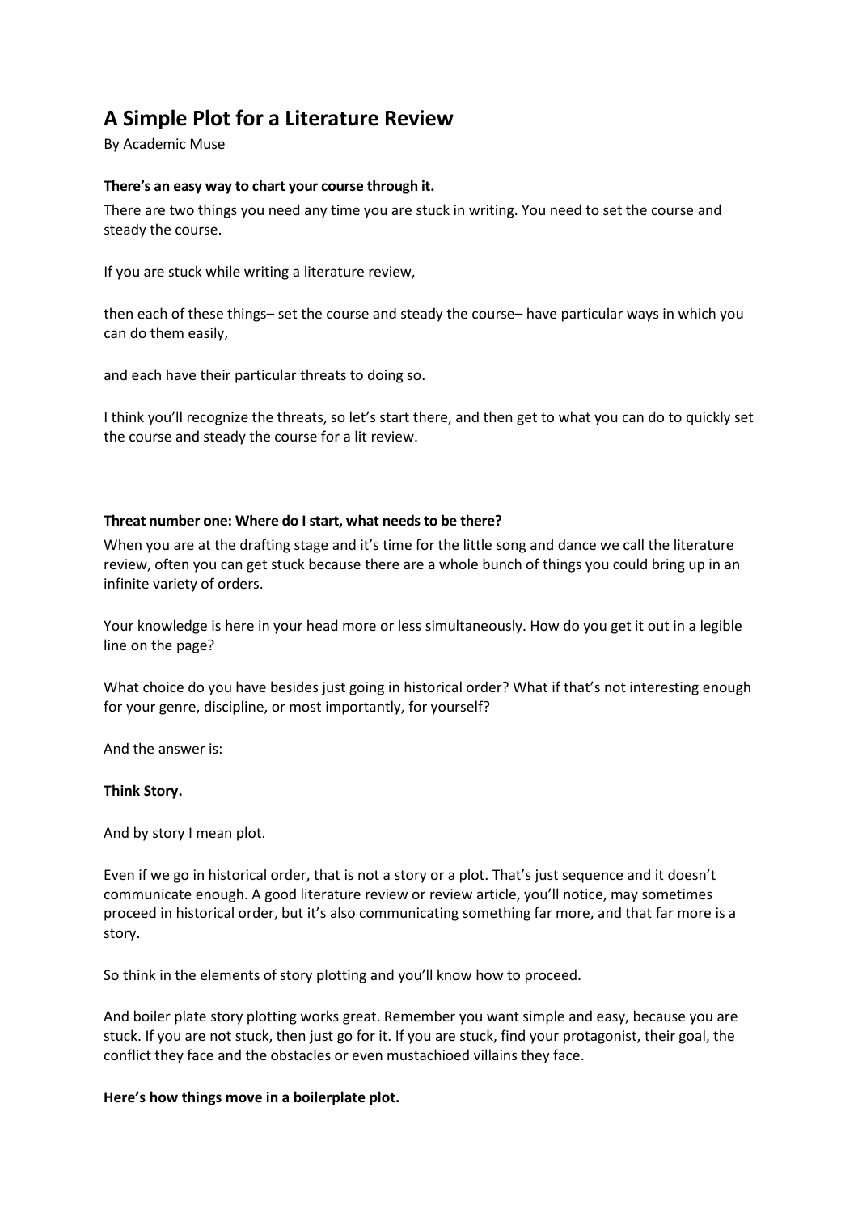# A Simple Plot for a Literature Review

By Academic Muse

**There's an easy way to chart your course through it.**

There are two things you need any time you are stuck in writing. You need to set the course and steady the course.

If you are stuck while writing a literature review,

then each of these things– set the course and steady the course– have particular ways in which you can do them easily,

and each have their particular threats to doing so.

I think you'll recognize the threats, so let's start there, and then get to what you can do to quickly set the course and steady the course for a lit review.

**Threat number one: Where do I start, what needs to be there?**

When you are at the drafting stage and it's time for the little song and dance we call the literature review, often you can get stuck because there are a whole bunch of things you could bring up in an infinite variety of orders.

Your knowledge is here in your head more or less simultaneously. How do you get it out in a legible line on the page?

What choice do you have besides just going in historical order? What if that's not interesting enough for your genre, discipline, or most importantly, for yourself?

And the answer is:

**Think Story.**

And by story I mean plot.

Even if we go in historical order, that is not a story or a plot. That's just sequence and it doesn't communicate enough. A good literature review or review article, you'll notice, may sometimes proceed in historical order, but it's also communicating something far more, and that far more is a story.

So think in the elements of story plotting and you'll know how to proceed.

And boiler plate story plotting works great. Remember you want simple and easy, because you are stuck. If you are not stuck, then just go for it. If you are stuck, find your protagonist, their goal, the conflict they face and the obstacles or even mustachioed villains they face.

**Here's how things move in a boilerplate plot.**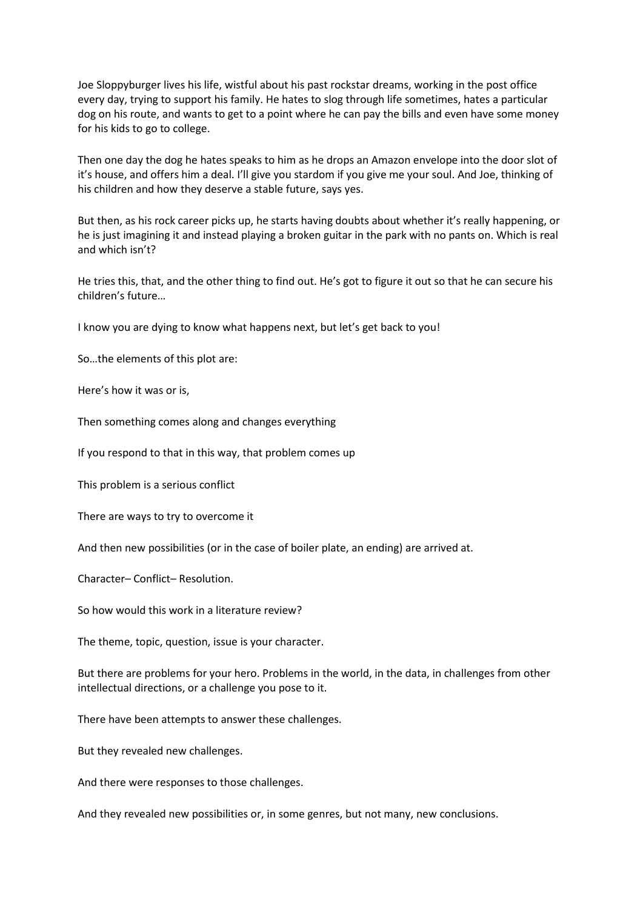Joe Sloppyburger lives his life, wistful about his past rockstar dreams, working in the post office every day, trying to support his family. He hates to slog through life sometimes, hates a particular dog on his route, and wants to get to a point where he can pay the bills and even have some money for his kids to go to college.

Then one day the dog he hates speaks to him as he drops an Amazon envelope into the door slot of it's house, and offers him a deal. I'll give you stardom if you give me your soul. And Joe, thinking of his children and how they deserve a stable future, says yes.

But then, as his rock career picks up, he starts having doubts about whether it's really happening, or he is just imagining it and instead playing a broken guitar in the park with no pants on. Which is real and which isn't?

He tries this, that, and the other thing to find out. He's got to figure it out so that he can secure his children's future…

I know you are dying to know what happens next, but let's get back to you!

So…the elements of this plot are:

Here's how it was or is,

Then something comes along and changes everything

If you respond to that in this way, that problem comes up

This problem is a serious conflict

There are ways to try to overcome it

And then new possibilities (or in the case of boiler plate, an ending) are arrived at.

Character– Conflict– Resolution.

So how would this work in a literature review?

The theme, topic, question, issue is your character.

But there are problems for your hero. Problems in the world, in the data, in challenges from other intellectual directions, or a challenge you pose to it.

There have been attempts to answer these challenges.

But they revealed new challenges.

And there were responses to those challenges.

And they revealed new possibilities or, in some genres, but not many, new conclusions.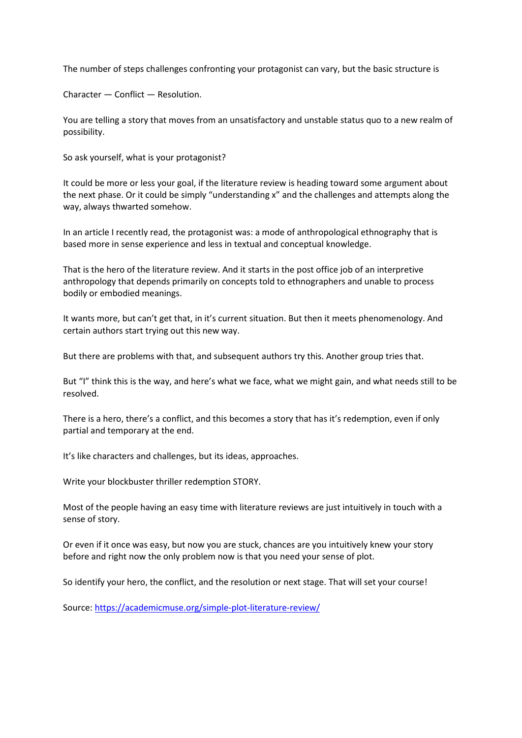The number of steps challenges confronting your protagonist can vary, but the basic structure is

Character — Conflict — Resolution.

You are telling a story that moves from an unsatisfactory and unstable status quo to a new realm of possibility.

So ask yourself, what is your protagonist?

It could be more or less your goal, if the literature review is heading toward some argument about the next phase. Or it could be simply "understanding x" and the challenges and attempts along the way, always thwarted somehow.

In an article I recently read, the protagonist was: a mode of anthropological ethnography that is based more in sense experience and less in textual and conceptual knowledge.

That is the hero of the literature review. And it starts in the post office job of an interpretive anthropology that depends primarily on concepts told to ethnographers and unable to process bodily or embodied meanings.

It wants more, but can't get that, in it's current situation. But then it meets phenomenology. And certain authors start trying out this new way.

But there are problems with that, and subsequent authors try this. Another group tries that.

But "I" think this is the way, and here's what we face, what we might gain, and what needs still to be resolved.

There is a hero, there's a conflict, and this becomes a story that has it's redemption, even if only partial and temporary at the end.

It's like characters and challenges, but its ideas, approaches.

Write your blockbuster thriller redemption STORY.

Most of the people having an easy time with literature reviews are just intuitively in touch with a sense of story.

Or even if it once was easy, but now you are stuck, chances are you intuitively knew your story before and right now the only problem now is that you need your sense of plot.

So identify your hero, the conflict, and the resolution or next stage. That will set your course!

Source: [https://academicmuse.org/simple-plot-literature-review/](https://academicmuse.org/simple-plot-literature-review/)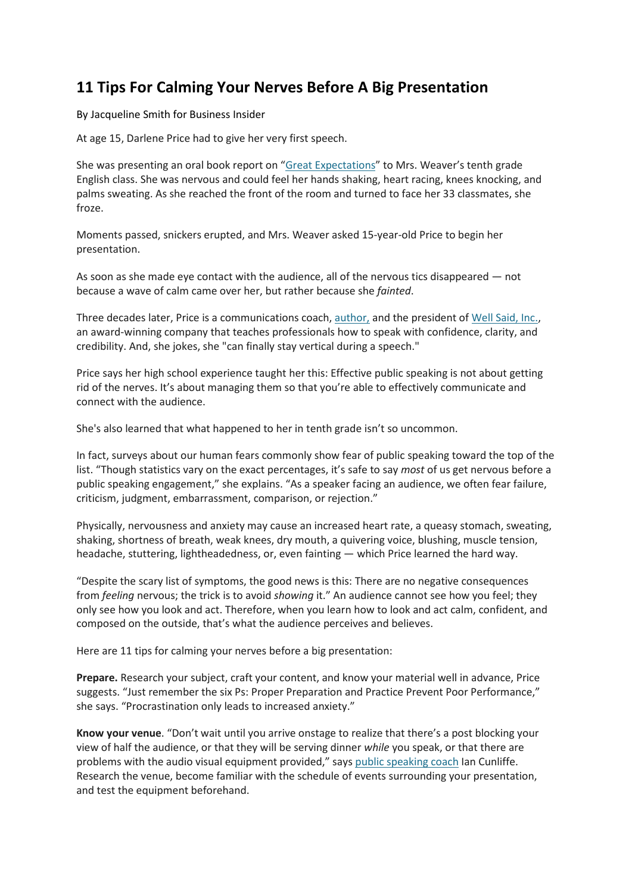## 11 Tips For Calming Your Nerves Before A Big Presentation

By Jacqueline Smith for Business Insider

At age 15, Darlene Price had to give her very first speech.

She was presenting an oral book report on "Great Expectations" to Mrs. Weaver's tenth grade English class. She was nervous and could feel her hands shaking, heart racing, knees knocking, and palms sweating. As she reached the front of the room and turned to face her 33 classmates, she froze.

Moments passed, snickers erupted, and Mrs. Weaver asked 15-year-old Price to begin her presentation.

As soon as she made eye contact with the audience, all of the nervous tics disappeared — not because a wave of calm came over her, but rather because she *fainted*.

Three decades later, Price is a communications coach, author, and the president of Well Said, Inc., an award-winning company that teaches professionals how to speak with confidence, clarity, and credibility. And, she jokes, she "can finally stay vertical during a speech."

Price says her high school experience taught her this: Effective public speaking is not about getting rid of the nerves. It's about managing them so that you're able to effectively communicate and connect with the audience.

She's also learned that what happened to her in tenth grade isn't so uncommon.

In fact, surveys about our human fears commonly show fear of public speaking toward the top of the list. "Though statistics vary on the exact percentages, it's safe to say *most* of us get nervous before a public speaking engagement," she explains. "As a speaker facing an audience, we often fear failure, criticism, judgment, embarrassment, comparison, or rejection."

Physically, nervousness and anxiety may cause an increased heart rate, a queasy stomach, sweating, shaking, shortness of breath, weak knees, dry mouth, a quivering voice, blushing, muscle tension, headache, stuttering, lightheadedness, or, even fainting — which Price learned the hard way.

"Despite the scary list of symptoms, the good news is this: There are no negative consequences from *feeling* nervous; the trick is to avoid *showing* it." An audience cannot see how you feel; they only see how you look and act. Therefore, when you learn how to look and act calm, confident, and composed on the outside, that's what the audience perceives and believes.

Here are 11 tips for calming your nerves before a big presentation:

**Prepare.** Research your subject, craft your content, and know your material well in advance, Price suggests. "Just remember the six Ps: Proper Preparation and Practice Prevent Poor Performance," she says. "Procrastination only leads to increased anxiety."

**Know your venue**. "Don't wait until you arrive onstage to realize that there's a post blocking your view of half the audience, or that they will be serving dinner *while* you speak, or that there are problems with the audio visual equipment provided," says public speaking coach Ian Cunliffe. Research the venue, become familiar with the schedule of events surrounding your presentation, and test the equipment beforehand.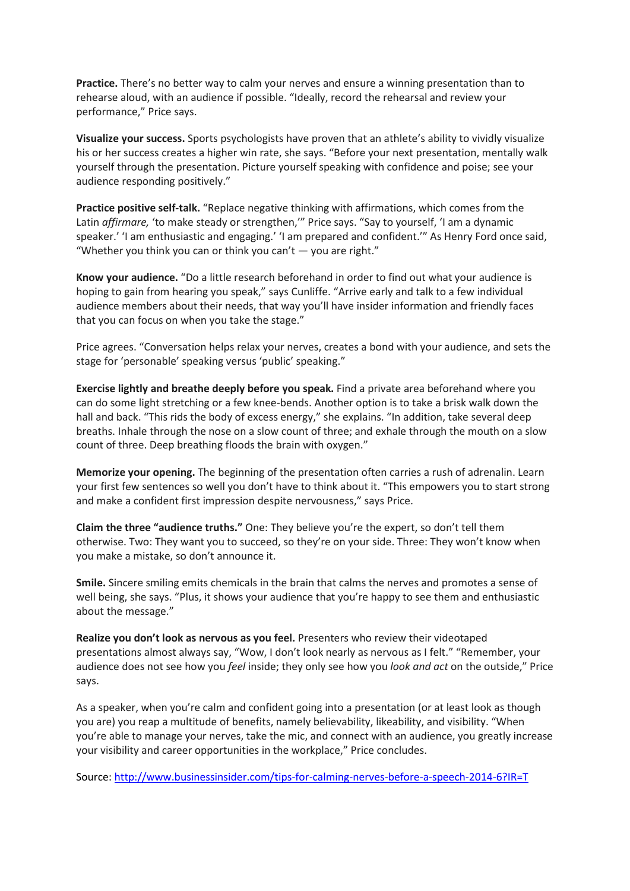**Practice.** There's no better way to calm your nerves and ensure a winning presentation than to rehearse aloud, with an audience if possible. "Ideally, record the rehearsal and review your performance," Price says.

**Visualize your success.** Sports psychologists have proven that an athlete's ability to vividly visualize his or her success creates a higher win rate, she says. "Before your next presentation, mentally walk yourself through the presentation. Picture yourself speaking with confidence and poise; see your audience responding positively."

**Practice positive self-talk.** "Replace negative thinking with affirmations, which comes from the Latin *affirmare,* 'to make steady or strengthen,'" Price says. "Say to yourself, 'I am a dynamic speaker.' 'I am enthusiastic and engaging.' 'I am prepared and confident.'" As Henry Ford once said, "Whether you think you can or think you can't — you are right."

**Know your audience.** "Do a little research beforehand in order to find out what your audience is hoping to gain from hearing you speak," says Cunliffe. "Arrive early and talk to a few individual audience members about their needs, that way you'll have insider information and friendly faces that you can focus on when you take the stage."

Price agrees. "Conversation helps relax your nerves, creates a bond with your audience, and sets the stage for 'personable' speaking versus 'public' speaking."

**Exercise lightly and breathe deeply before you speak.** Find a private area beforehand where you can do some light stretching or a few knee-bends. Another option is to take a brisk walk down the hall and back. "This rids the body of excess energy," she explains. "In addition, take several deep breaths. Inhale through the nose on a slow count of three; and exhale through the mouth on a slow count of three. Deep breathing floods the brain with oxygen."

**Memorize your opening.** The beginning of the presentation often carries a rush of adrenalin. Learn your first few sentences so well you don't have to think about it. "This empowers you to start strong and make a confident first impression despite nervousness," says Price.

**Claim the three "audience truths."** One: They believe you're the expert, so don't tell them otherwise. Two: They want you to succeed, so they're on your side. Three: They won't know when you make a mistake, so don't announce it.

**Smile.** Sincere smiling emits chemicals in the brain that calms the nerves and promotes a sense of well being, she says. "Plus, it shows your audience that you're happy to see them and enthusiastic about the message."

**Realize you don't look as nervous as you feel.** Presenters who review their videotaped presentations almost always say, "Wow, I don't look nearly as nervous as I felt." "Remember, your audience does not see how you *feel* inside; they only see how you *look and act* on the outside," Price says.

As a speaker, when you're calm and confident going into a presentation (or at least look as though you are) you reap a multitude of benefits, namely believability, likeability, and visibility. "When you're able to manage your nerves, take the mic, and connect with an audience, you greatly increase your visibility and career opportunities in the workplace," Price concludes.

Source: http://www.businessinsider.com/tips-for-calming-nerves-before-a-speech-2014-6?IR=T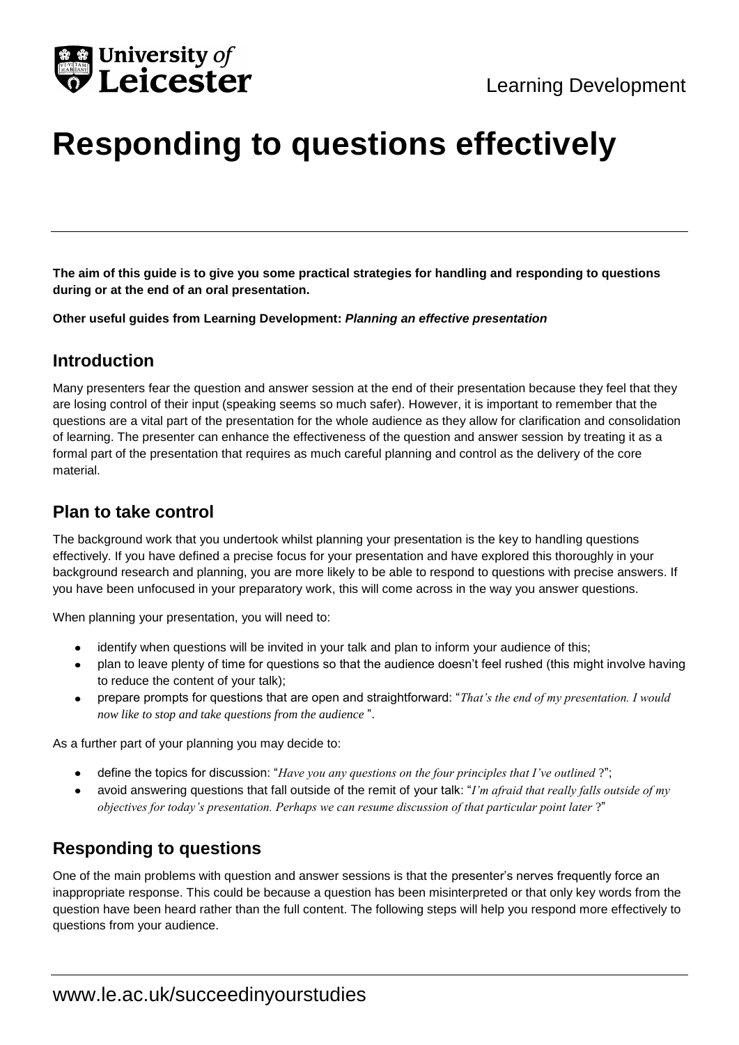University of Leicester

Learning Development

# Responding to questions effectively

**The aim of this guide is to give you some practical strategies for handling and responding to questions during or at the end of an oral presentation.**

**Other useful guides from Learning Development:** ***Planning an effective presentation***

## Introduction

Many presenters fear the question and answer session at the end of their presentation because they feel that they are losing control of their input (speaking seems so much safer). However, it is important to remember that the questions are a vital part of the presentation for the whole audience as they allow for clarification and consolidation of learning. The presenter can enhance the effectiveness of the question and answer session by treating it as a formal part of the presentation that requires as much careful planning and control as the delivery of the core material.

## Plan to take control

The background work that you undertook whilst planning your presentation is the key to handling questions effectively. If you have defined a precise focus for your presentation and have explored this thoroughly in your background research and planning, you are more likely to be able to respond to questions with precise answers. If you have been unfocused in your preparatory work, this will come across in the way you answer questions.

When planning your presentation, you will need to:

- identify when questions will be invited in your talk and plan to inform your audience of this;
- plan to leave plenty of time for questions so that the audience doesn't feel rushed (this might involve having to reduce the content of your talk);
- prepare prompts for questions that are open and straightforward: "*That's the end of my presentation. I would now like to stop and take questions from the audience* ".

As a further part of your planning you may decide to:

- define the topics for discussion: "*Have you any questions on the four principles that I've outlined* ?";
- avoid answering questions that fall outside of the remit of your talk: "*I'm afraid that really falls outside of my objectives for today's presentation. Perhaps we can resume discussion of that particular point later* ?"

## Responding to questions

One of the main problems with question and answer sessions is that the presenter's nerves frequently force an inappropriate response. This could be because a question has been misinterpreted or that only key words from the question have been heard rather than the full content. The following steps will help you respond more effectively to questions from your audience.

www.le.ac.uk/succeedinyourstudies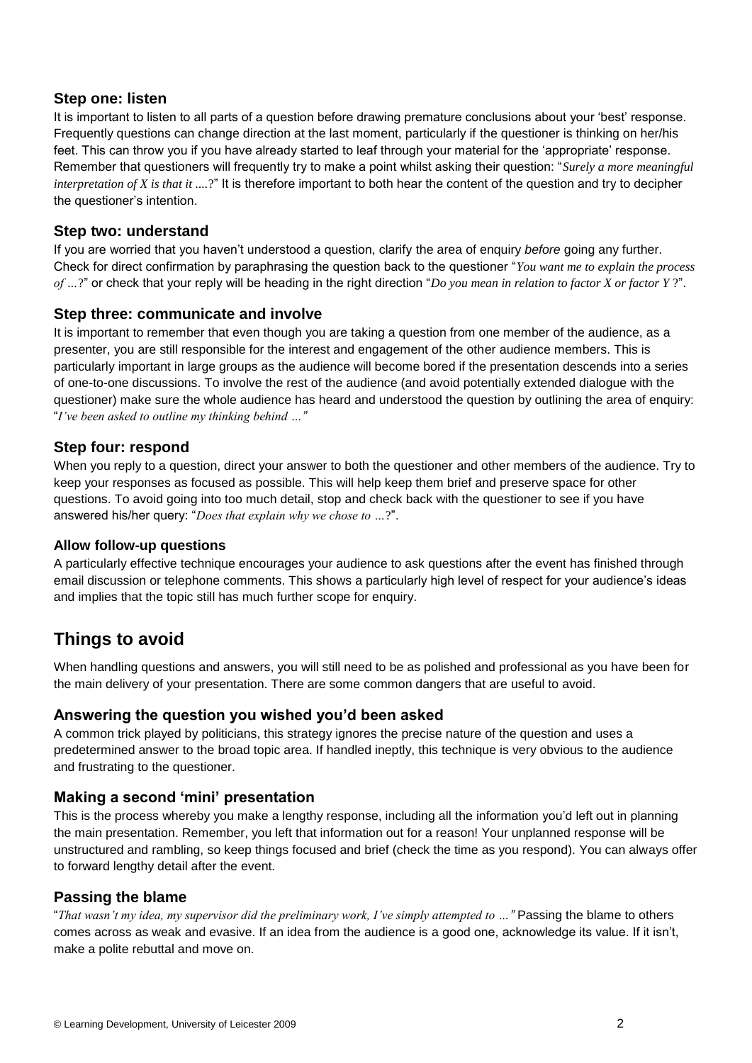### Step one: listen

It is important to listen to all parts of a question before drawing premature conclusions about your 'best' response. Frequently questions can change direction at the last moment, particularly if the questioner is thinking on her/his feet. This can throw you if you have already started to leaf through your material for the 'appropriate' response. Remember that questioners will frequently try to make a point whilst asking their question: "*Surely a more meaningful interpretation of X is that it ....?*" It is therefore important to both hear the content of the question and try to decipher the questioner's intention.

### Step two: understand

If you are worried that you haven't understood a question, clarify the area of enquiry *before* going any further. Check for direct confirmation by paraphrasing the question back to the questioner "*You want me to explain the process of ...?*" or check that your reply will be heading in the right direction "*Do you mean in relation to factor X or factor Y ?*".

### Step three: communicate and involve

It is important to remember that even though you are taking a question from one member of the audience, as a presenter, you are still responsible for the interest and engagement of the other audience members. This is particularly important in large groups as the audience will become bored if the presentation descends into a series of one-to-one discussions. To involve the rest of the audience (and avoid potentially extended dialogue with the questioner) make sure the whole audience has heard and understood the question by outlining the area of enquiry: "*I've been asked to outline my thinking behind …"*

### Step four: respond

When you reply to a question, direct your answer to both the questioner and other members of the audience. Try to keep your responses as focused as possible. This will help keep them brief and preserve space for other questions. To avoid going into too much detail, stop and check back with the questioner to see if you have answered his/her query: "*Does that explain why we chose to …?*".

#### Allow follow-up questions

A particularly effective technique encourages your audience to ask questions after the event has finished through email discussion or telephone comments. This shows a particularly high level of respect for your audience's ideas and implies that the topic still has much further scope for enquiry.

## Things to avoid

When handling questions and answers, you will still need to be as polished and professional as you have been for the main delivery of your presentation. There are some common dangers that are useful to avoid.

### Answering the question you wished you'd been asked

A common trick played by politicians, this strategy ignores the precise nature of the question and uses a predetermined answer to the broad topic area. If handled ineptly, this technique is very obvious to the audience and frustrating to the questioner.

### Making a second 'mini' presentation

This is the process whereby you make a lengthy response, including all the information you'd left out in planning the main presentation. Remember, you left that information out for a reason! Your unplanned response will be unstructured and rambling, so keep things focused and brief (check the time as you respond). You can always offer to forward lengthy detail after the event.

### Passing the blame

"*That wasn't my idea, my supervisor did the preliminary work, I've simply attempted to …"* Passing the blame to others comes across as weak and evasive. If an idea from the audience is a good one, acknowledge its value. If it isn't, make a polite rebuttal and move on.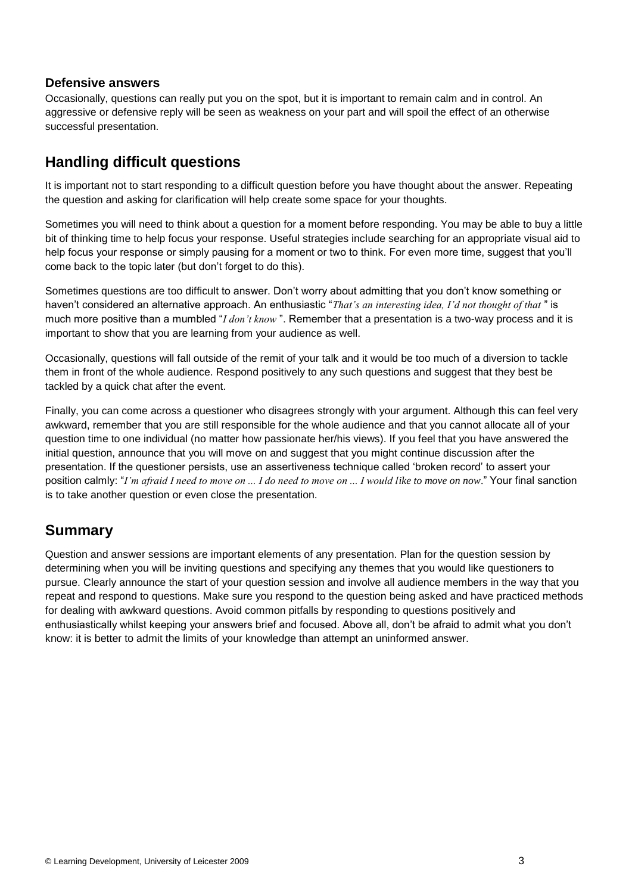### Defensive answers

Occasionally, questions can really put you on the spot, but it is important to remain calm and in control. An aggressive or defensive reply will be seen as weakness on your part and will spoil the effect of an otherwise successful presentation.

## Handling difficult questions

It is important not to start responding to a difficult question before you have thought about the answer. Repeating the question and asking for clarification will help create some space for your thoughts.

Sometimes you will need to think about a question for a moment before responding. You may be able to buy a little bit of thinking time to help focus your response. Useful strategies include searching for an appropriate visual aid to help focus your response or simply pausing for a moment or two to think. For even more time, suggest that you'll come back to the topic later (but don't forget to do this).

Sometimes questions are too difficult to answer. Don't worry about admitting that you don't know something or haven't considered an alternative approach. An enthusiastic "*That's an interesting idea, I'd not thought of that* " is much more positive than a mumbled "*I don't know* ". Remember that a presentation is a two-way process and it is important to show that you are learning from your audience as well.

Occasionally, questions will fall outside of the remit of your talk and it would be too much of a diversion to tackle them in front of the whole audience. Respond positively to any such questions and suggest that they best be tackled by a quick chat after the event.

Finally, you can come across a questioner who disagrees strongly with your argument. Although this can feel very awkward, remember that you are still responsible for the whole audience and that you cannot allocate all of your question time to one individual (no matter how passionate her/his views). If you feel that you have answered the initial question, announce that you will move on and suggest that you might continue discussion after the presentation. If the questioner persists, use an assertiveness technique called 'broken record' to assert your position calmly: "*I'm afraid I need to move on ... I do need to move on ... I would like to move on now*." Your final sanction is to take another question or even close the presentation.

## Summary

Question and answer sessions are important elements of any presentation. Plan for the question session by determining when you will be inviting questions and specifying any themes that you would like questioners to pursue. Clearly announce the start of your question session and involve all audience members in the way that you repeat and respond to questions. Make sure you respond to the question being asked and have practiced methods for dealing with awkward questions. Avoid common pitfalls by responding to questions positively and enthusiastically whilst keeping your answers brief and focused. Above all, don't be afraid to admit what you don't know: it is better to admit the limits of your knowledge than attempt an uninformed answer.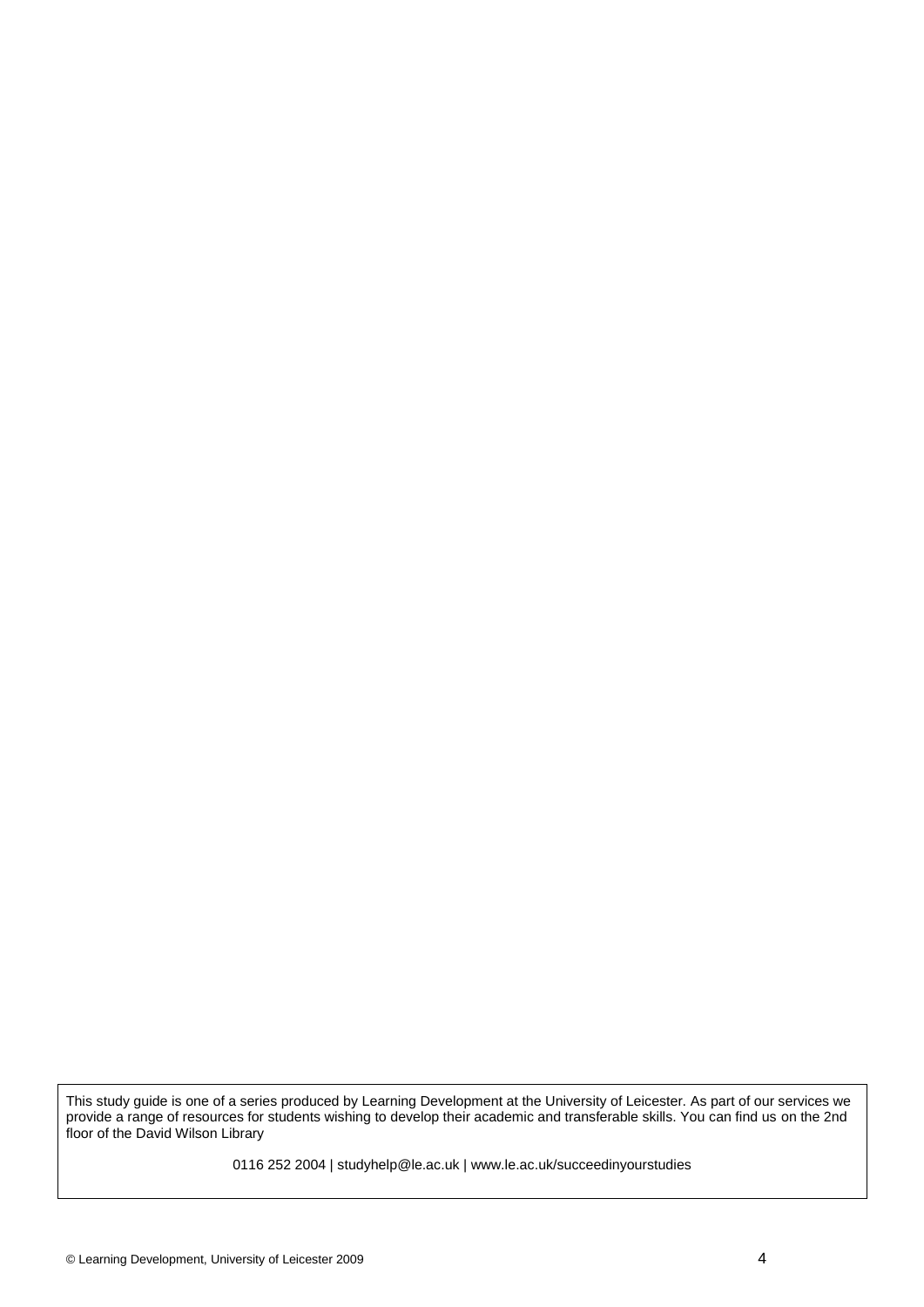This study guide is one of a series produced by Learning Development at the University of Leicester. As part of our services we provide a range of resources for students wishing to develop their academic and transferable skills. You can find us on the 2nd floor of the David Wilson Library

0116 252 2004 | studyhelp@le.ac.uk | www.le.ac.uk/succeedinyourstudies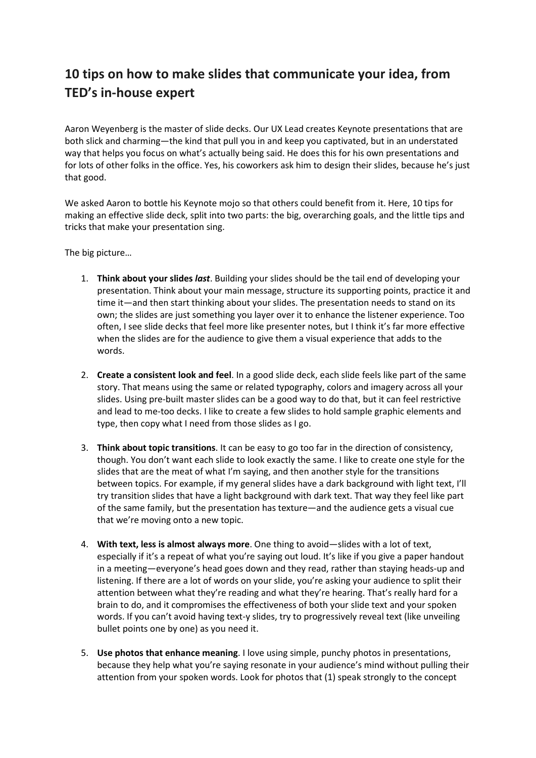## 10 tips on how to make slides that communicate your idea, from TED's in-house expert

Aaron Weyenberg is the master of slide decks. Our UX Lead creates Keynote presentations that are both slick and charming—the kind that pull you in and keep you captivated, but in an understated way that helps you focus on what's actually being said. He does this for his own presentations and for lots of other folks in the office. Yes, his coworkers ask him to design their slides, because he's just that good.

We asked Aaron to bottle his Keynote mojo so that others could benefit from it. Here, 10 tips for making an effective slide deck, split into two parts: the big, overarching goals, and the little tips and tricks that make your presentation sing.

The big picture…

1. **Think about your slides *last***. Building your slides should be the tail end of developing your presentation. Think about your main message, structure its supporting points, practice it and time it—and then start thinking about your slides. The presentation needs to stand on its own; the slides are just something you layer over it to enhance the listener experience. Too often, I see slide decks that feel more like presenter notes, but I think it's far more effective when the slides are for the audience to give them a visual experience that adds to the words.

2. **Create a consistent look and feel**. In a good slide deck, each slide feels like part of the same story. That means using the same or related typography, colors and imagery across all your slides. Using pre-built master slides can be a good way to do that, but it can feel restrictive and lead to me-too decks. I like to create a few slides to hold sample graphic elements and type, then copy what I need from those slides as I go.

3. **Think about topic transitions**. It can be easy to go too far in the direction of consistency, though. You don't want each slide to look exactly the same. I like to create one style for the slides that are the meat of what I'm saying, and then another style for the transitions between topics. For example, if my general slides have a dark background with light text, I'll try transition slides that have a light background with dark text. That way they feel like part of the same family, but the presentation has texture—and the audience gets a visual cue that we're moving onto a new topic.

4. **With text, less is almost always more**. One thing to avoid—slides with a lot of text, especially if it's a repeat of what you're saying out loud. It's like if you give a paper handout in a meeting—everyone's head goes down and they read, rather than staying heads-up and listening. If there are a lot of words on your slide, you're asking your audience to split their attention between what they're reading and what they're hearing. That's really hard for a brain to do, and it compromises the effectiveness of both your slide text and your spoken words. If you can't avoid having text-y slides, try to progressively reveal text (like unveiling bullet points one by one) as you need it.

5. **Use photos that enhance meaning**. I love using simple, punchy photos in presentations, because they help what you're saying resonate in your audience's mind without pulling their attention from your spoken words. Look for photos that (1) speak strongly to the concept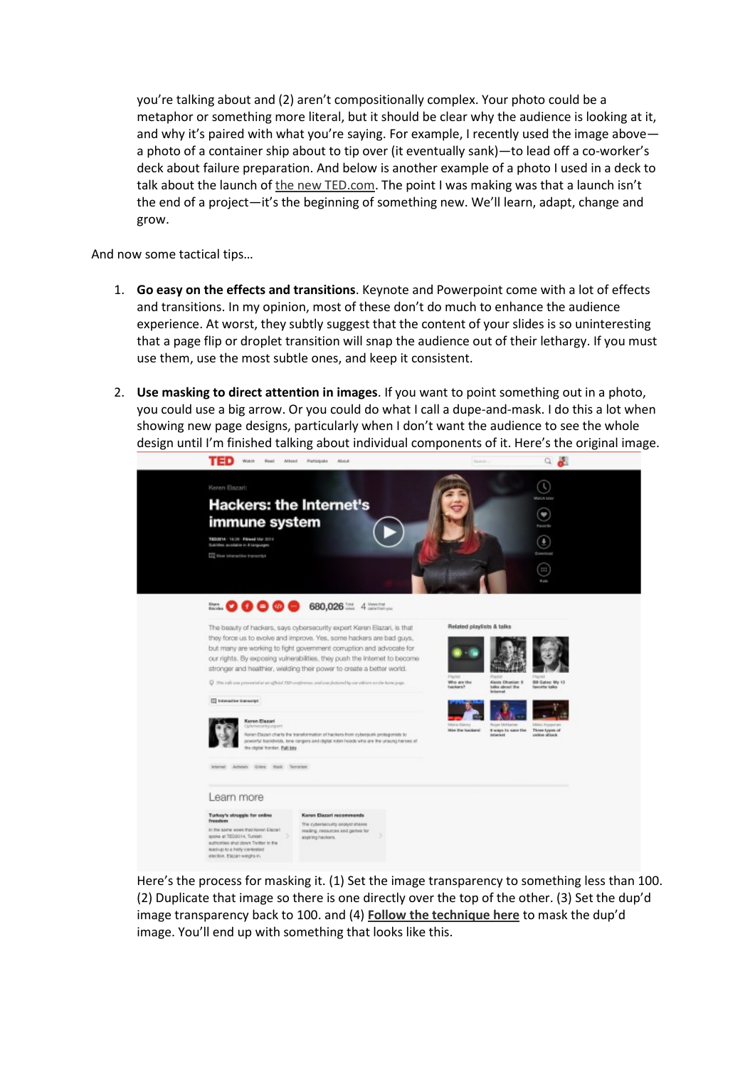you're talking about and (2) aren't compositionally complex. Your photo could be a metaphor or something more literal, but it should be clear why the audience is looking at it, and why it's paired with what you're saying. For example, I recently used the image above—a photo of a container ship about to tip over (it eventually sank)—to lead off a co-worker's deck about failure preparation. And below is another example of a photo I used in a deck to talk about the launch of the new TED.com. The point I was making was that a launch isn't the end of a project—it's the beginning of something new. We'll learn, adapt, change and grow.

And now some tactical tips…

1. **Go easy on the effects and transitions**. Keynote and Powerpoint come with a lot of effects and transitions. In my opinion, most of these don't do much to enhance the audience experience. At worst, they subtly suggest that the content of your slides is so uninteresting that a page flip or droplet transition will snap the audience out of their lethargy. If you must use them, use the most subtle ones, and keep it consistent.

2. **Use masking to direct attention in images**. If you want to point something out in a photo, you could use a big arrow. Or you could do what I call a dupe-and-mask. I do this a lot when showing new page designs, particularly when I don't want the audience to see the whole design until I'm finished talking about individual components of it. Here's the original image.

   Here's the process for masking it. (1) Set the image transparency to something less than 100. (2) Duplicate that image so there is one directly over the top of the other. (3) Set the dup'd image transparency back to 100. and (4) **Follow the technique here** to mask the dup'd image. You'll end up with something that looks like this.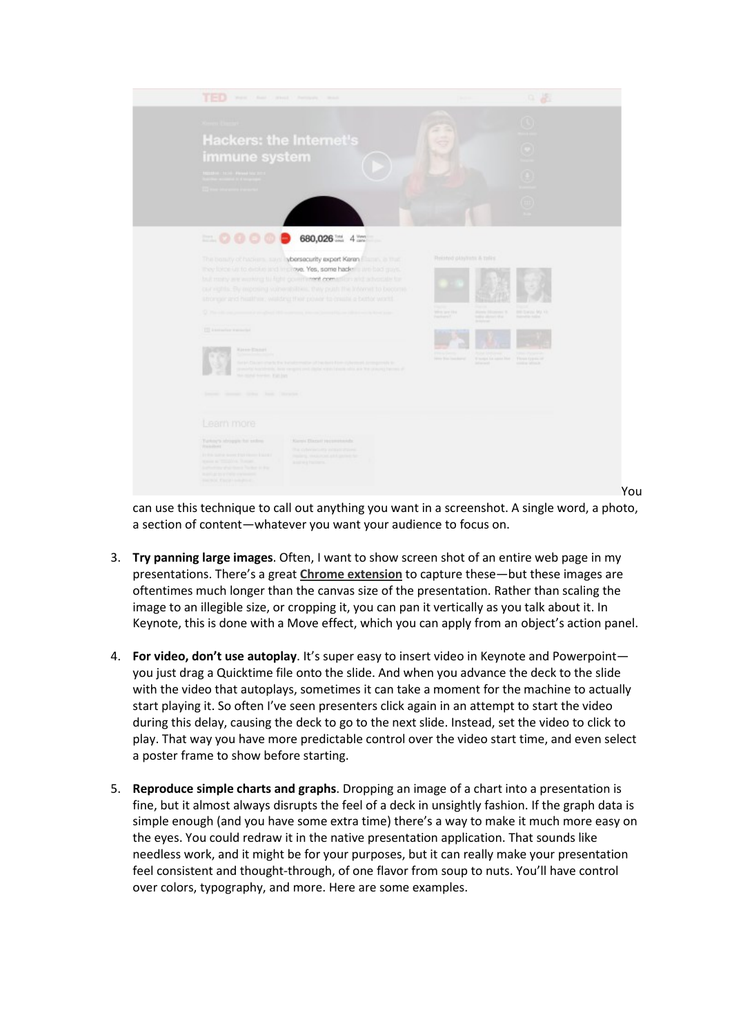You can use this technique to call out anything you want in a screenshot. A single word, a photo, a section of content—whatever you want your audience to focus on.

3. **Try panning large images**. Often, I want to show screen shot of an entire web page in my presentations. There's a great **Chrome extension** to capture these—but these images are oftentimes much longer than the canvas size of the presentation. Rather than scaling the image to an illegible size, or cropping it, you can pan it vertically as you talk about it. In Keynote, this is done with a Move effect, which you can apply from an object's action panel.

4. **For video, don't use autoplay**. It's super easy to insert video in Keynote and Powerpoint—you just drag a Quicktime file onto the slide. And when you advance the deck to the slide with the video that autoplays, sometimes it can take a moment for the machine to actually start playing it. So often I've seen presenters click again in an attempt to start the video during this delay, causing the deck to go to the next slide. Instead, set the video to click to play. That way you have more predictable control over the video start time, and even select a poster frame to show before starting.

5. **Reproduce simple charts and graphs**. Dropping an image of a chart into a presentation is fine, but it almost always disrupts the feel of a deck in unsightly fashion. If the graph data is simple enough (and you have some extra time) there's a way to make it much more easy on the eyes. You could redraw it in the native presentation application. That sounds like needless work, and it might be for your purposes, but it can really make your presentation feel consistent and thought-through, of one flavor from soup to nuts. You'll have control over colors, typography, and more. Here are some examples.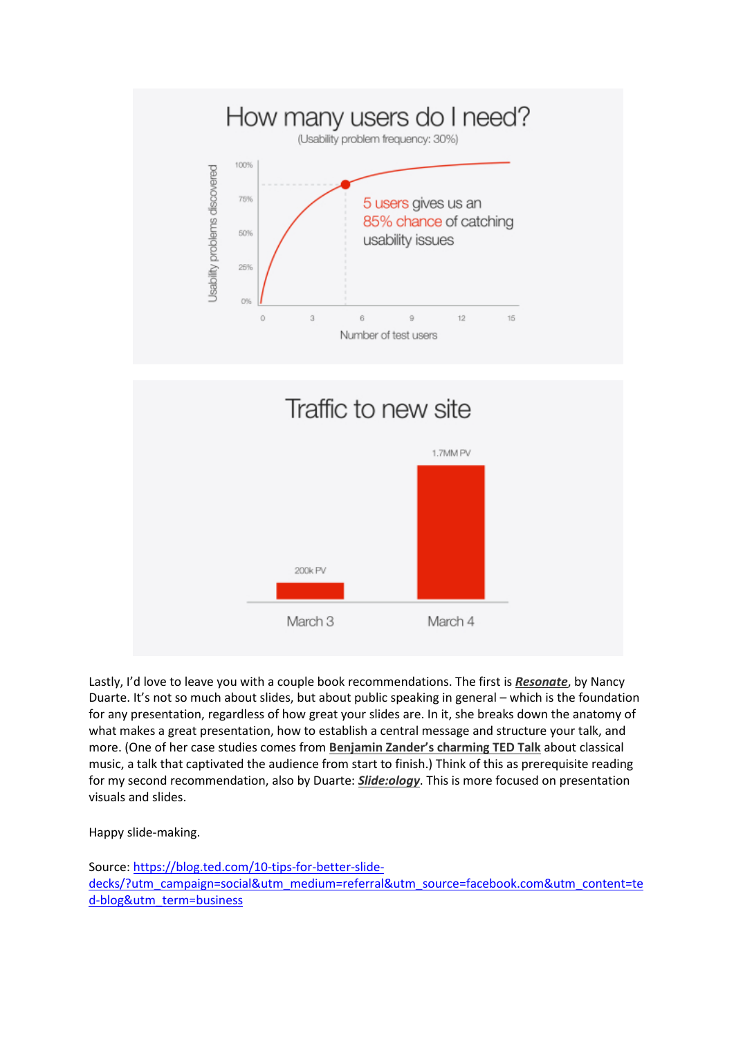**How many users do I need?**
(Usability problem frequency: 30%)

5 users gives us an 85% chance of catching usability issues

**Traffic to new site**

March 3: 200k PV
March 4: 1.7MM PV

Lastly, I'd love to leave you with a couple book recommendations. The first is ***Resonate***, by Nancy Duarte. It's not so much about slides, but about public speaking in general – which is the foundation for any presentation, regardless of how great your slides are. In it, she breaks down the anatomy of what makes a great presentation, how to establish a central message and structure your talk, and more. (One of her case studies comes from **Benjamin Zander's charming TED Talk** about classical music, a talk that captivated the audience from start to finish.) Think of this as prerequisite reading for my second recommendation, also by Duarte: ***Slide:ology***. This is more focused on presentation visuals and slides.

Happy slide-making.

Source: https://blog.ted.com/10-tips-for-better-slide-decks/?utm_campaign=social&utm_medium=referral&utm_source=facebook.com&utm_content=ted-blog&utm_term=business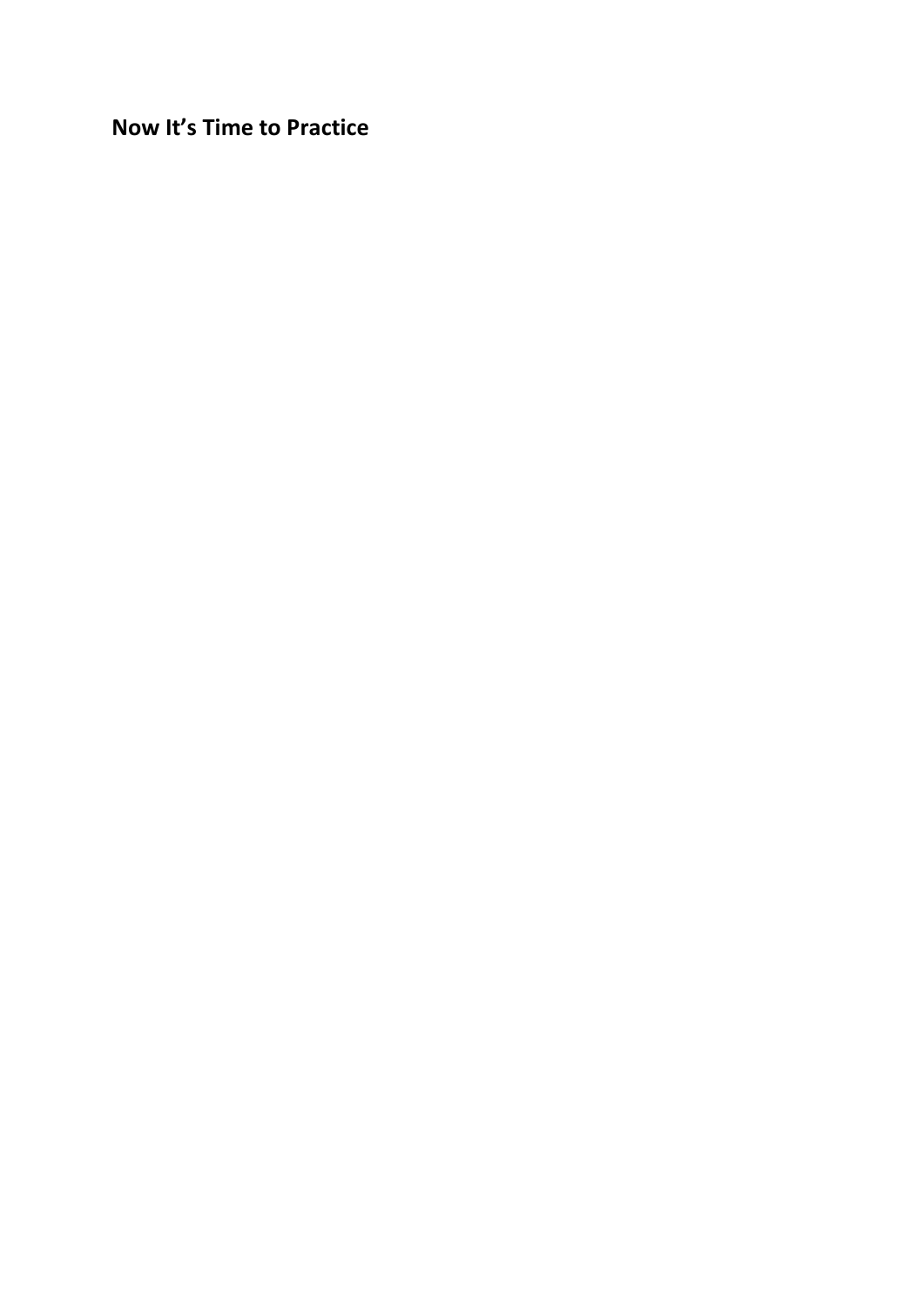**Now It’s Time to Practice**